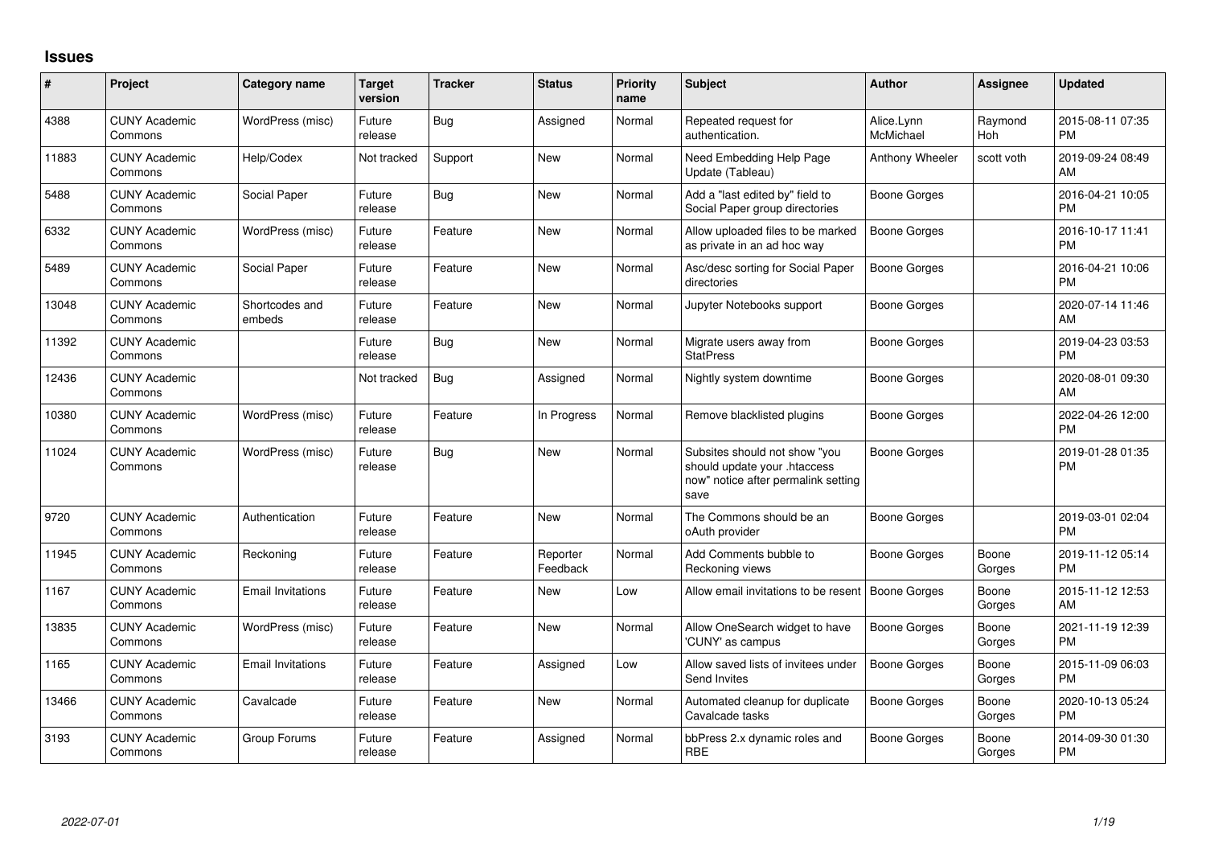## Issues

| # | Project | Category name | Target version | Tracker | Status | Priority name | Subject | Author | Assignee | Updated |
|---|---|---|---|---|---|---|---|---|---|---|
| 4388 | CUNY Academic Commons | WordPress (misc) | Future release | Bug | Assigned | Normal | Repeated request for authentication. | Alice.Lynn McMichael | Raymond Hoh | 2015-08-11 07:35 PM |
| 11883 | CUNY Academic Commons | Help/Codex | Not tracked | Support | New | Normal | Need Embedding Help Page Update (Tableau) | Anthony Wheeler | scott voth | 2019-09-24 08:49 AM |
| 5488 | CUNY Academic Commons | Social Paper | Future release | Bug | New | Normal | Add a "last edited by" field to Social Paper group directories | Boone Gorges | | 2016-04-21 10:05 PM |
| 6332 | CUNY Academic Commons | WordPress (misc) | Future release | Feature | New | Normal | Allow uploaded files to be marked as private in an ad hoc way | Boone Gorges | | 2016-10-17 11:41 PM |
| 5489 | CUNY Academic Commons | Social Paper | Future release | Feature | New | Normal | Asc/desc sorting for Social Paper directories | Boone Gorges | | 2016-04-21 10:06 PM |
| 13048 | CUNY Academic Commons | Shortcodes and embeds | Future release | Feature | New | Normal | Jupyter Notebooks support | Boone Gorges | | 2020-07-14 11:46 AM |
| 11392 | CUNY Academic Commons | | Future release | Bug | New | Normal | Migrate users away from StatPress | Boone Gorges | | 2019-04-23 03:53 PM |
| 12436 | CUNY Academic Commons | | Not tracked | Bug | Assigned | Normal | Nightly system downtime | Boone Gorges | | 2020-08-01 09:30 AM |
| 10380 | CUNY Academic Commons | WordPress (misc) | Future release | Feature | In Progress | Normal | Remove blacklisted plugins | Boone Gorges | | 2022-04-26 12:00 PM |
| 11024 | CUNY Academic Commons | WordPress (misc) | Future release | Bug | New | Normal | Subsites should not show "you should update your .htaccess now" notice after permalink setting save | Boone Gorges | | 2019-01-28 01:35 PM |
| 9720 | CUNY Academic Commons | Authentication | Future release | Feature | New | Normal | The Commons should be an oAuth provider | Boone Gorges | | 2019-03-01 02:04 PM |
| 11945 | CUNY Academic Commons | Reckoning | Future release | Feature | Reporter Feedback | Normal | Add Comments bubble to Reckoning views | Boone Gorges | Boone Gorges | 2019-11-12 05:14 PM |
| 1167 | CUNY Academic Commons | Email Invitations | Future release | Feature | New | Low | Allow email invitations to be resent | Boone Gorges | Boone Gorges | 2015-11-12 12:53 AM |
| 13835 | CUNY Academic Commons | WordPress (misc) | Future release | Feature | New | Normal | Allow OneSearch widget to have 'CUNY' as campus | Boone Gorges | Boone Gorges | 2021-11-19 12:39 PM |
| 1165 | CUNY Academic Commons | Email Invitations | Future release | Feature | Assigned | Low | Allow saved lists of invitees under Send Invites | Boone Gorges | Boone Gorges | 2015-11-09 06:03 PM |
| 13466 | CUNY Academic Commons | Cavalcade | Future release | Feature | New | Normal | Automated cleanup for duplicate Cavalcade tasks | Boone Gorges | Boone Gorges | 2020-10-13 05:24 PM |
| 3193 | CUNY Academic Commons | Group Forums | Future release | Feature | Assigned | Normal | bbPress 2.x dynamic roles and RBE | Boone Gorges | Boone Gorges | 2014-09-30 01:30 PM |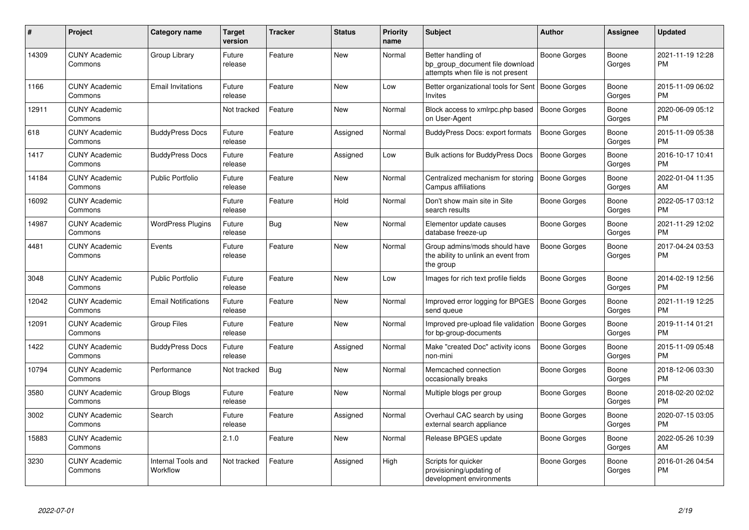| # | Project | Category name | Target version | Tracker | Status | Priority name | Subject | Author | Assignee | Updated |
|---|---|---|---|---|---|---|---|---|---|---|
| 14309 | CUNY Academic Commons | Group Library | Future release | Feature | New | Normal | Better handling of bp_group_document file download attempts when file is not present | Boone Gorges | Boone Gorges | 2021-11-19 12:28 PM |
| 1166 | CUNY Academic Commons | Email Invitations | Future release | Feature | New | Low | Better organizational tools for Sent Invites | Boone Gorges | Boone Gorges | 2015-11-09 06:02 PM |
| 12911 | CUNY Academic Commons | | Not tracked | Feature | New | Normal | Block access to xmlrpc.php based on User-Agent | Boone Gorges | Boone Gorges | 2020-06-09 05:12 PM |
| 618 | CUNY Academic Commons | BuddyPress Docs | Future release | Feature | Assigned | Normal | BuddyPress Docs: export formats | Boone Gorges | Boone Gorges | 2015-11-09 05:38 PM |
| 1417 | CUNY Academic Commons | BuddyPress Docs | Future release | Feature | Assigned | Low | Bulk actions for BuddyPress Docs | Boone Gorges | Boone Gorges | 2016-10-17 10:41 PM |
| 14184 | CUNY Academic Commons | Public Portfolio | Future release | Feature | New | Normal | Centralized mechanism for storing Campus affiliations | Boone Gorges | Boone Gorges | 2022-01-04 11:35 AM |
| 16092 | CUNY Academic Commons | | Future release | Feature | Hold | Normal | Don't show main site in Site search results | Boone Gorges | Boone Gorges | 2022-05-17 03:12 PM |
| 14987 | CUNY Academic Commons | WordPress Plugins | Future release | Bug | New | Normal | Elementor update causes database freeze-up | Boone Gorges | Boone Gorges | 2021-11-29 12:02 PM |
| 4481 | CUNY Academic Commons | Events | Future release | Feature | New | Normal | Group admins/mods should have the ability to unlink an event from the group | Boone Gorges | Boone Gorges | 2017-04-24 03:53 PM |
| 3048 | CUNY Academic Commons | Public Portfolio | Future release | Feature | New | Low | Images for rich text profile fields | Boone Gorges | Boone Gorges | 2014-02-19 12:56 PM |
| 12042 | CUNY Academic Commons | Email Notifications | Future release | Feature | New | Normal | Improved error logging for BPGES send queue | Boone Gorges | Boone Gorges | 2021-11-19 12:25 PM |
| 12091 | CUNY Academic Commons | Group Files | Future release | Feature | New | Normal | Improved pre-upload file validation for bp-group-documents | Boone Gorges | Boone Gorges | 2019-11-14 01:21 PM |
| 1422 | CUNY Academic Commons | BuddyPress Docs | Future release | Feature | Assigned | Normal | Make "created Doc" activity icons non-mini | Boone Gorges | Boone Gorges | 2015-11-09 05:48 PM |
| 10794 | CUNY Academic Commons | Performance | Not tracked | Bug | New | Normal | Memcached connection occasionally breaks | Boone Gorges | Boone Gorges | 2018-12-06 03:30 PM |
| 3580 | CUNY Academic Commons | Group Blogs | Future release | Feature | New | Normal | Multiple blogs per group | Boone Gorges | Boone Gorges | 2018-02-20 02:02 PM |
| 3002 | CUNY Academic Commons | Search | Future release | Feature | Assigned | Normal | Overhaul CAC search by using external search appliance | Boone Gorges | Boone Gorges | 2020-07-15 03:05 PM |
| 15883 | CUNY Academic Commons | | 2.1.0 | Feature | New | Normal | Release BPGES update | Boone Gorges | Boone Gorges | 2022-05-26 10:39 AM |
| 3230 | CUNY Academic Commons | Internal Tools and Workflow | Not tracked | Feature | Assigned | High | Scripts for quicker provisioning/updating of development environments | Boone Gorges | Boone Gorges | 2016-01-26 04:54 PM |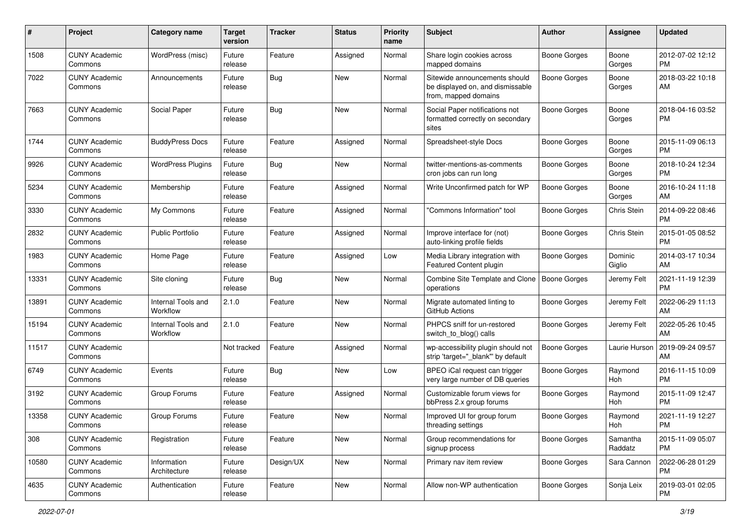| # | Project | Category name | Target version | Tracker | Status | Priority name | Subject | Author | Assignee | Updated |
|---|---|---|---|---|---|---|---|---|---|---|
| 1508 | CUNY Academic Commons | WordPress (misc) | Future release | Feature | Assigned | Normal | Share login cookies across mapped domains | Boone Gorges | Boone Gorges | 2012-07-02 12:12 PM |
| 7022 | CUNY Academic Commons | Announcements | Future release | Bug | New | Normal | Sitewide announcements should be displayed on, and dismissable from, mapped domains | Boone Gorges | Boone Gorges | 2018-03-22 10:18 AM |
| 7663 | CUNY Academic Commons | Social Paper | Future release | Bug | New | Normal | Social Paper notifications not formatted correctly on secondary sites | Boone Gorges | Boone Gorges | 2018-04-16 03:52 PM |
| 1744 | CUNY Academic Commons | BuddyPress Docs | Future release | Feature | Assigned | Normal | Spreadsheet-style Docs | Boone Gorges | Boone Gorges | 2015-11-09 06:13 PM |
| 9926 | CUNY Academic Commons | WordPress Plugins | Future release | Bug | New | Normal | twitter-mentions-as-comments cron jobs can run long | Boone Gorges | Boone Gorges | 2018-10-24 12:34 PM |
| 5234 | CUNY Academic Commons | Membership | Future release | Feature | Assigned | Normal | Write Unconfirmed patch for WP | Boone Gorges | Boone Gorges | 2016-10-24 11:18 AM |
| 3330 | CUNY Academic Commons | My Commons | Future release | Feature | Assigned | Normal | "Commons Information" tool | Boone Gorges | Chris Stein | 2014-09-22 08:46 PM |
| 2832 | CUNY Academic Commons | Public Portfolio | Future release | Feature | Assigned | Normal | Improve interface for (not) auto-linking profile fields | Boone Gorges | Chris Stein | 2015-01-05 08:52 PM |
| 1983 | CUNY Academic Commons | Home Page | Future release | Feature | Assigned | Low | Media Library integration with Featured Content plugin | Boone Gorges | Dominic Giglio | 2014-03-17 10:34 AM |
| 13331 | CUNY Academic Commons | Site cloning | Future release | Bug | New | Normal | Combine Site Template and Clone operations | Boone Gorges | Jeremy Felt | 2021-11-19 12:39 PM |
| 13891 | CUNY Academic Commons | Internal Tools and Workflow | 2.1.0 | Feature | New | Normal | Migrate automated linting to GitHub Actions | Boone Gorges | Jeremy Felt | 2022-06-29 11:13 AM |
| 15194 | CUNY Academic Commons | Internal Tools and Workflow | 2.1.0 | Feature | New | Normal | PHPCS sniff for un-restored switch_to_blog() calls | Boone Gorges | Jeremy Felt | 2022-05-26 10:45 AM |
| 11517 | CUNY Academic Commons | | Not tracked | Feature | Assigned | Normal | wp-accessibility plugin should not strip 'target="_blank"' by default | Boone Gorges | Laurie Hurson | 2019-09-24 09:57 AM |
| 6749 | CUNY Academic Commons | Events | Future release | Bug | New | Low | BPEO iCal request can trigger very large number of DB queries | Boone Gorges | Raymond Hoh | 2016-11-15 10:09 PM |
| 3192 | CUNY Academic Commons | Group Forums | Future release | Feature | Assigned | Normal | Customizable forum views for bbPress 2.x group forums | Boone Gorges | Raymond Hoh | 2015-11-09 12:47 PM |
| 13358 | CUNY Academic Commons | Group Forums | Future release | Feature | New | Normal | Improved UI for group forum threading settings | Boone Gorges | Raymond Hoh | 2021-11-19 12:27 PM |
| 308 | CUNY Academic Commons | Registration | Future release | Feature | New | Normal | Group recommendations for signup process | Boone Gorges | Samantha Raddatz | 2015-11-09 05:07 PM |
| 10580 | CUNY Academic Commons | Information Architecture | Future release | Design/UX | New | Normal | Primary nav item review | Boone Gorges | Sara Cannon | 2022-06-28 01:29 PM |
| 4635 | CUNY Academic Commons | Authentication | Future release | Feature | New | Normal | Allow non-WP authentication | Boone Gorges | Sonja Leix | 2019-03-01 02:05 PM |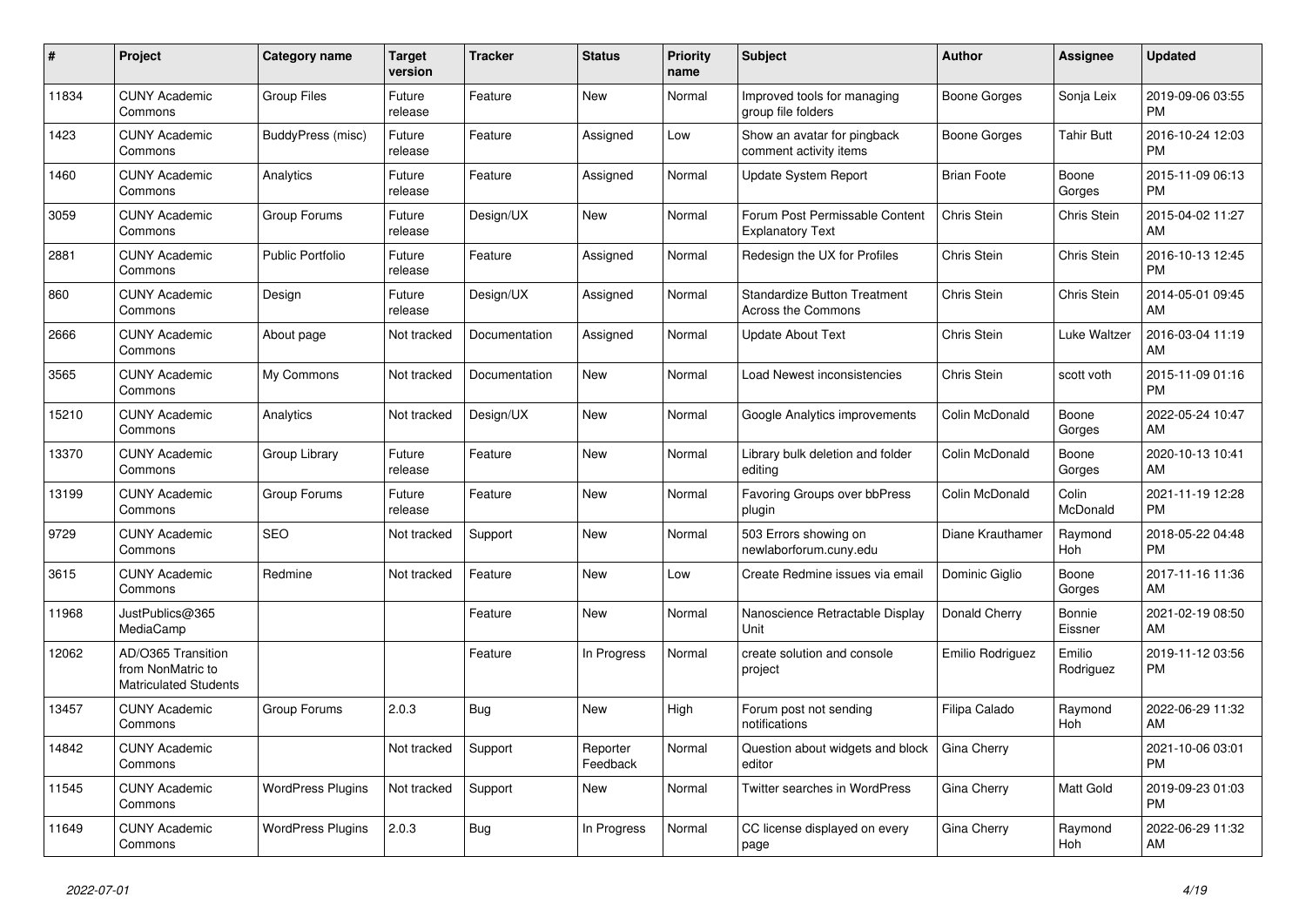| # | Project | Category name | Target version | Tracker | Status | Priority name | Subject | Author | Assignee | Updated |
|---|---|---|---|---|---|---|---|---|---|---|
| 11834 | CUNY Academic Commons | Group Files | Future release | Feature | New | Normal | Improved tools for managing group file folders | Boone Gorges | Sonja Leix | 2019-09-06 03:55 PM |
| 1423 | CUNY Academic Commons | BuddyPress (misc) | Future release | Feature | Assigned | Low | Show an avatar for pingback comment activity items | Boone Gorges | Tahir Butt | 2016-10-24 12:03 PM |
| 1460 | CUNY Academic Commons | Analytics | Future release | Feature | Assigned | Normal | Update System Report | Brian Foote | Boone Gorges | 2015-11-09 06:13 PM |
| 3059 | CUNY Academic Commons | Group Forums | Future release | Design/UX | New | Normal | Forum Post Permissable Content Explanatory Text | Chris Stein | Chris Stein | 2015-04-02 11:27 AM |
| 2881 | CUNY Academic Commons | Public Portfolio | Future release | Feature | Assigned | Normal | Redesign the UX for Profiles | Chris Stein | Chris Stein | 2016-10-13 12:45 PM |
| 860 | CUNY Academic Commons | Design | Future release | Design/UX | Assigned | Normal | Standardize Button Treatment Across the Commons | Chris Stein | Chris Stein | 2014-05-01 09:45 AM |
| 2666 | CUNY Academic Commons | About page | Not tracked | Documentation | Assigned | Normal | Update About Text | Chris Stein | Luke Waltzer | 2016-03-04 11:19 AM |
| 3565 | CUNY Academic Commons | My Commons | Not tracked | Documentation | New | Normal | Load Newest inconsistencies | Chris Stein | scott voth | 2015-11-09 01:16 PM |
| 15210 | CUNY Academic Commons | Analytics | Not tracked | Design/UX | New | Normal | Google Analytics improvements | Colin McDonald | Boone Gorges | 2022-05-24 10:47 AM |
| 13370 | CUNY Academic Commons | Group Library | Future release | Feature | New | Normal | Library bulk deletion and folder editing | Colin McDonald | Boone Gorges | 2020-10-13 10:41 AM |
| 13199 | CUNY Academic Commons | Group Forums | Future release | Feature | New | Normal | Favoring Groups over bbPress plugin | Colin McDonald | Colin McDonald | 2021-11-19 12:28 PM |
| 9729 | CUNY Academic Commons | SEO | Not tracked | Support | New | Normal | 503 Errors showing on newlaborforum.cuny.edu | Diane Krauthamer | Raymond Hoh | 2018-05-22 04:48 PM |
| 3615 | CUNY Academic Commons | Redmine | Not tracked | Feature | New | Low | Create Redmine issues via email | Dominic Giglio | Boone Gorges | 2017-11-16 11:36 AM |
| 11968 | JustPublics@365 MediaCamp | | | Feature | New | Normal | Nanoscience Retractable Display Unit | Donald Cherry | Bonnie Eissner | 2021-02-19 08:50 AM |
| 12062 | AD/O365 Transition from NonMatric to Matriculated Students | | | Feature | In Progress | Normal | create solution and console project | Emilio Rodriguez | Emilio Rodriguez | 2019-11-12 03:56 PM |
| 13457 | CUNY Academic Commons | Group Forums | 2.0.3 | Bug | New | High | Forum post not sending notifications | Filipa Calado | Raymond Hoh | 2022-06-29 11:32 AM |
| 14842 | CUNY Academic Commons | | Not tracked | Support | Reporter Feedback | Normal | Question about widgets and block editor | Gina Cherry | | 2021-10-06 03:01 PM |
| 11545 | CUNY Academic Commons | WordPress Plugins | Not tracked | Support | New | Normal | Twitter searches in WordPress | Gina Cherry | Matt Gold | 2019-09-23 01:03 PM |
| 11649 | CUNY Academic Commons | WordPress Plugins | 2.0.3 | Bug | In Progress | Normal | CC license displayed on every page | Gina Cherry | Raymond Hoh | 2022-06-29 11:32 AM |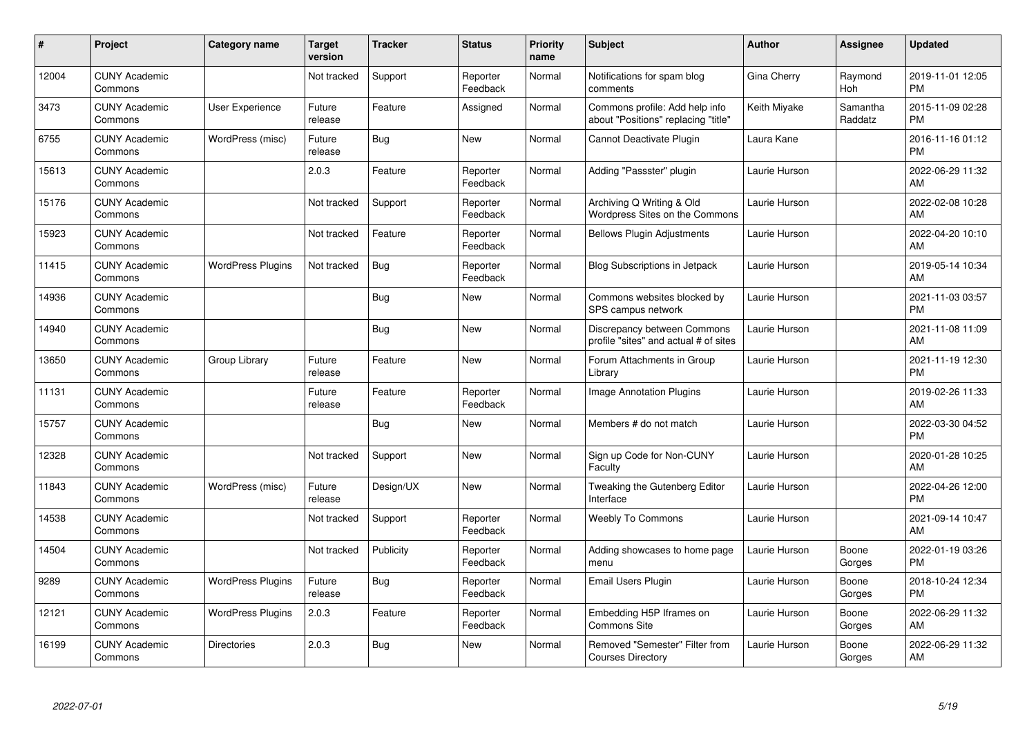| # | Project | Category name | Target version | Tracker | Status | Priority name | Subject | Author | Assignee | Updated |
|---|---|---|---|---|---|---|---|---|---|---|
| 12004 | CUNY Academic Commons | | Not tracked | Support | Reporter Feedback | Normal | Notifications for spam blog comments | Gina Cherry | Raymond Hoh | 2019-11-01 12:05 PM |
| 3473 | CUNY Academic Commons | User Experience | Future release | Feature | Assigned | Normal | Commons profile: Add help info about "Positions" replacing "title" | Keith Miyake | Samantha Raddatz | 2015-11-09 02:28 PM |
| 6755 | CUNY Academic Commons | WordPress (misc) | Future release | Bug | New | Normal | Cannot Deactivate Plugin | Laura Kane | | 2016-11-16 01:12 PM |
| 15613 | CUNY Academic Commons | | 2.0.3 | Feature | Reporter Feedback | Normal | Adding "Passster" plugin | Laurie Hurson | | 2022-06-29 11:32 AM |
| 15176 | CUNY Academic Commons | | Not tracked | Support | Reporter Feedback | Normal | Archiving Q Writing & Old Wordpress Sites on the Commons | Laurie Hurson | | 2022-02-08 10:28 AM |
| 15923 | CUNY Academic Commons | | Not tracked | Feature | Reporter Feedback | Normal | Bellows Plugin Adjustments | Laurie Hurson | | 2022-04-20 10:10 AM |
| 11415 | CUNY Academic Commons | WordPress Plugins | Not tracked | Bug | Reporter Feedback | Normal | Blog Subscriptions in Jetpack | Laurie Hurson | | 2019-05-14 10:34 AM |
| 14936 | CUNY Academic Commons | | | Bug | New | Normal | Commons websites blocked by SPS campus network | Laurie Hurson | | 2021-11-03 03:57 PM |
| 14940 | CUNY Academic Commons | | | Bug | New | Normal | Discrepancy between Commons profile "sites" and actual # of sites | Laurie Hurson | | 2021-11-08 11:09 AM |
| 13650 | CUNY Academic Commons | Group Library | Future release | Feature | New | Normal | Forum Attachments in Group Library | Laurie Hurson | | 2021-11-19 12:30 PM |
| 11131 | CUNY Academic Commons | | Future release | Feature | Reporter Feedback | Normal | Image Annotation Plugins | Laurie Hurson | | 2019-02-26 11:33 AM |
| 15757 | CUNY Academic Commons | | | Bug | New | Normal | Members # do not match | Laurie Hurson | | 2022-03-30 04:52 PM |
| 12328 | CUNY Academic Commons | | Not tracked | Support | New | Normal | Sign up Code for Non-CUNY Faculty | Laurie Hurson | | 2020-01-28 10:25 AM |
| 11843 | CUNY Academic Commons | WordPress (misc) | Future release | Design/UX | New | Normal | Tweaking the Gutenberg Editor Interface | Laurie Hurson | | 2022-04-26 12:00 PM |
| 14538 | CUNY Academic Commons | | Not tracked | Support | Reporter Feedback | Normal | Weebly To Commons | Laurie Hurson | | 2021-09-14 10:47 AM |
| 14504 | CUNY Academic Commons | | Not tracked | Publicity | Reporter Feedback | Normal | Adding showcases to home page menu | Laurie Hurson | Boone Gorges | 2022-01-19 03:26 PM |
| 9289 | CUNY Academic Commons | WordPress Plugins | Future release | Bug | Reporter Feedback | Normal | Email Users Plugin | Laurie Hurson | Boone Gorges | 2018-10-24 12:34 PM |
| 12121 | CUNY Academic Commons | WordPress Plugins | 2.0.3 | Feature | Reporter Feedback | Normal | Embedding H5P Iframes on Commons Site | Laurie Hurson | Boone Gorges | 2022-06-29 11:32 AM |
| 16199 | CUNY Academic Commons | Directories | 2.0.3 | Bug | New | Normal | Removed "Semester" Filter from Courses Directory | Laurie Hurson | Boone Gorges | 2022-06-29 11:32 AM |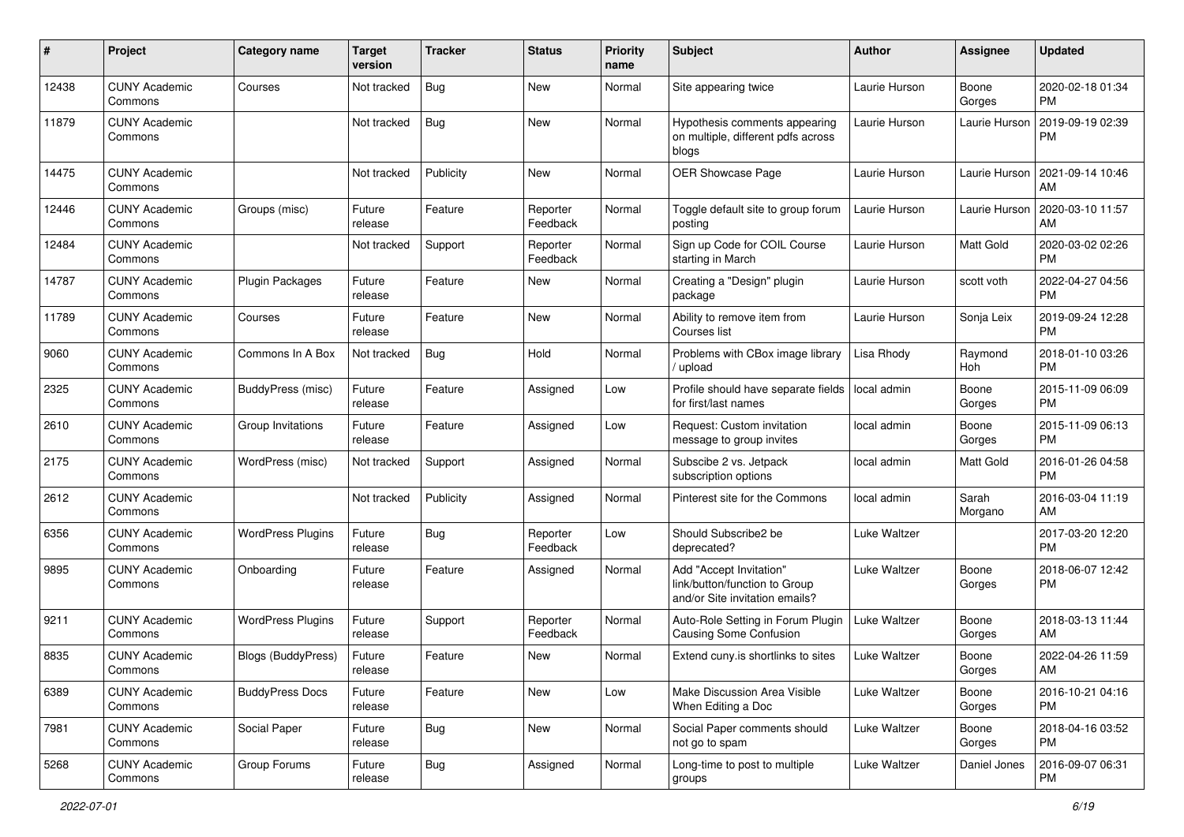| # | Project | Category name | Target version | Tracker | Status | Priority name | Subject | Author | Assignee | Updated |
|---|---|---|---|---|---|---|---|---|---|---|
| 12438 | CUNY Academic Commons | Courses | Not tracked | Bug | New | Normal | Site appearing twice | Laurie Hurson | Boone Gorges | 2020-02-18 01:34 PM |
| 11879 | CUNY Academic Commons | | Not tracked | Bug | New | Normal | Hypothesis comments appearing on multiple, different pdfs across blogs | Laurie Hurson | Laurie Hurson | 2019-09-19 02:39 PM |
| 14475 | CUNY Academic Commons | | Not tracked | Publicity | New | Normal | OER Showcase Page | Laurie Hurson | Laurie Hurson | 2021-09-14 10:46 AM |
| 12446 | CUNY Academic Commons | Groups (misc) | Future release | Feature | Reporter Feedback | Normal | Toggle default site to group forum posting | Laurie Hurson | Laurie Hurson | 2020-03-10 11:57 AM |
| 12484 | CUNY Academic Commons | | Not tracked | Support | Reporter Feedback | Normal | Sign up Code for COIL Course starting in March | Laurie Hurson | Matt Gold | 2020-03-02 02:26 PM |
| 14787 | CUNY Academic Commons | Plugin Packages | Future release | Feature | New | Normal | Creating a "Design" plugin package | Laurie Hurson | scott voth | 2022-04-27 04:56 PM |
| 11789 | CUNY Academic Commons | Courses | Future release | Feature | New | Normal | Ability to remove item from Courses list | Laurie Hurson | Sonja Leix | 2019-09-24 12:28 PM |
| 9060 | CUNY Academic Commons | Commons In A Box | Not tracked | Bug | Hold | Normal | Problems with CBox image library / upload | Lisa Rhody | Raymond Hoh | 2018-01-10 03:26 PM |
| 2325 | CUNY Academic Commons | BuddyPress (misc) | Future release | Feature | Assigned | Low | Profile should have separate fields for first/last names | local admin | Boone Gorges | 2015-11-09 06:09 PM |
| 2610 | CUNY Academic Commons | Group Invitations | Future release | Feature | Assigned | Low | Request: Custom invitation message to group invites | local admin | Boone Gorges | 2015-11-09 06:13 PM |
| 2175 | CUNY Academic Commons | WordPress (misc) | Not tracked | Support | Assigned | Normal | Subscibe 2 vs. Jetpack subscription options | local admin | Matt Gold | 2016-01-26 04:58 PM |
| 2612 | CUNY Academic Commons | | Not tracked | Publicity | Assigned | Normal | Pinterest site for the Commons | local admin | Sarah Morgano | 2016-03-04 11:19 AM |
| 6356 | CUNY Academic Commons | WordPress Plugins | Future release | Bug | Reporter Feedback | Low | Should Subscribe2 be deprecated? | Luke Waltzer | | 2017-03-20 12:20 PM |
| 9895 | CUNY Academic Commons | Onboarding | Future release | Feature | Assigned | Normal | Add "Accept Invitation" link/button/function to Group and/or Site invitation emails? | Luke Waltzer | Boone Gorges | 2018-06-07 12:42 PM |
| 9211 | CUNY Academic Commons | WordPress Plugins | Future release | Support | Reporter Feedback | Normal | Auto-Role Setting in Forum Plugin Causing Some Confusion | Luke Waltzer | Boone Gorges | 2018-03-13 11:44 AM |
| 8835 | CUNY Academic Commons | Blogs (BuddyPress) | Future release | Feature | New | Normal | Extend cuny.is shortlinks to sites | Luke Waltzer | Boone Gorges | 2022-04-26 11:59 AM |
| 6389 | CUNY Academic Commons | BuddyPress Docs | Future release | Feature | New | Low | Make Discussion Area Visible When Editing a Doc | Luke Waltzer | Boone Gorges | 2016-10-21 04:16 PM |
| 7981 | CUNY Academic Commons | Social Paper | Future release | Bug | New | Normal | Social Paper comments should not go to spam | Luke Waltzer | Boone Gorges | 2018-04-16 03:52 PM |
| 5268 | CUNY Academic Commons | Group Forums | Future release | Bug | Assigned | Normal | Long-time to post to multiple groups | Luke Waltzer | Daniel Jones | 2016-09-07 06:31 PM |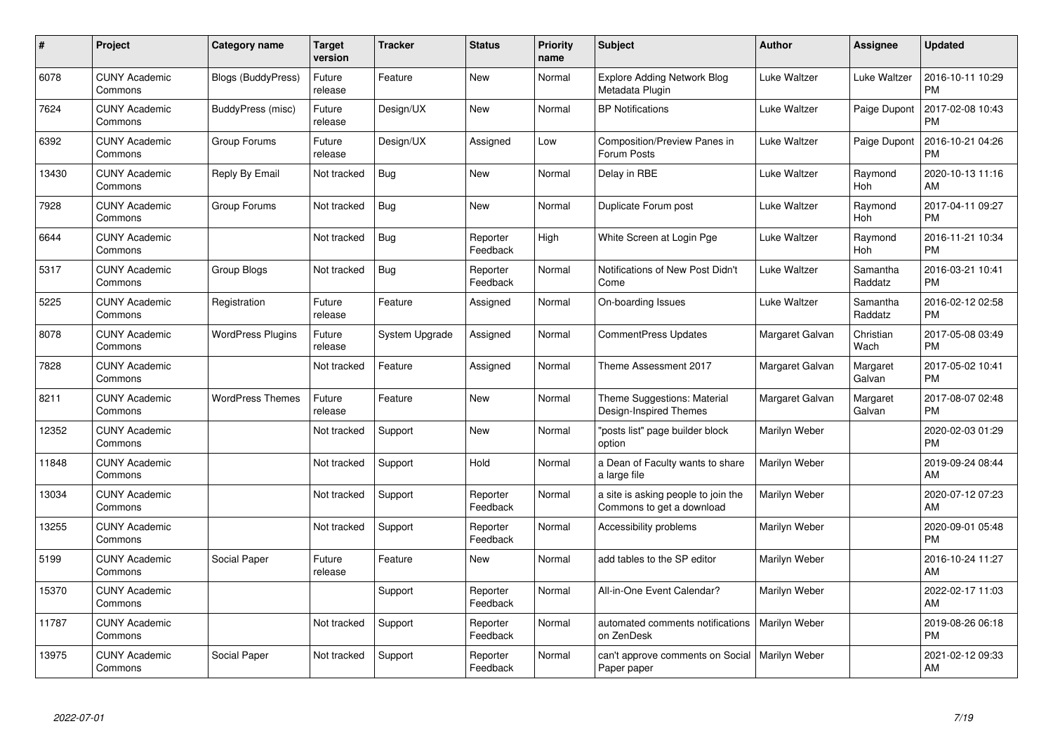| # | Project | Category name | Target version | Tracker | Status | Priority name | Subject | Author | Assignee | Updated |
|---|---|---|---|---|---|---|---|---|---|---|
| 6078 | CUNY Academic Commons | Blogs (BuddyPress) | Future release | Feature | New | Normal | Explore Adding Network Blog Metadata Plugin | Luke Waltzer | Luke Waltzer | 2016-10-11 10:29 PM |
| 7624 | CUNY Academic Commons | BuddyPress (misc) | Future release | Design/UX | New | Normal | BP Notifications | Luke Waltzer | Paige Dupont | 2017-02-08 10:43 PM |
| 6392 | CUNY Academic Commons | Group Forums | Future release | Design/UX | Assigned | Low | Composition/Preview Panes in Forum Posts | Luke Waltzer | Paige Dupont | 2016-10-21 04:26 PM |
| 13430 | CUNY Academic Commons | Reply By Email | Not tracked | Bug | New | Normal | Delay in RBE | Luke Waltzer | Raymond Hoh | 2020-10-13 11:16 AM |
| 7928 | CUNY Academic Commons | Group Forums | Not tracked | Bug | New | Normal | Duplicate Forum post | Luke Waltzer | Raymond Hoh | 2017-04-11 09:27 PM |
| 6644 | CUNY Academic Commons | | Not tracked | Bug | Reporter Feedback | High | White Screen at Login Pge | Luke Waltzer | Raymond Hoh | 2016-11-21 10:34 PM |
| 5317 | CUNY Academic Commons | Group Blogs | Not tracked | Bug | Reporter Feedback | Normal | Notifications of New Post Didn't Come | Luke Waltzer | Samantha Raddatz | 2016-03-21 10:41 PM |
| 5225 | CUNY Academic Commons | Registration | Future release | Feature | Assigned | Normal | On-boarding Issues | Luke Waltzer | Samantha Raddatz | 2016-02-12 02:58 PM |
| 8078 | CUNY Academic Commons | WordPress Plugins | Future release | System Upgrade | Assigned | Normal | CommentPress Updates | Margaret Galvan | Christian Wach | 2017-05-08 03:49 PM |
| 7828 | CUNY Academic Commons | | Not tracked | Feature | Assigned | Normal | Theme Assessment 2017 | Margaret Galvan | Margaret Galvan | 2017-05-02 10:41 PM |
| 8211 | CUNY Academic Commons | WordPress Themes | Future release | Feature | New | Normal | Theme Suggestions: Material Design-Inspired Themes | Margaret Galvan | Margaret Galvan | 2017-08-07 02:48 PM |
| 12352 | CUNY Academic Commons | | Not tracked | Support | New | Normal | "posts list" page builder block option | Marilyn Weber | | 2020-02-03 01:29 PM |
| 11848 | CUNY Academic Commons | | Not tracked | Support | Hold | Normal | a Dean of Faculty wants to share a large file | Marilyn Weber | | 2019-09-24 08:44 AM |
| 13034 | CUNY Academic Commons | | Not tracked | Support | Reporter Feedback | Normal | a site is asking people to join the Commons to get a download | Marilyn Weber | | 2020-07-12 07:23 AM |
| 13255 | CUNY Academic Commons | | Not tracked | Support | Reporter Feedback | Normal | Accessibility problems | Marilyn Weber | | 2020-09-01 05:48 PM |
| 5199 | CUNY Academic Commons | Social Paper | Future release | Feature | New | Normal | add tables to the SP editor | Marilyn Weber | | 2016-10-24 11:27 AM |
| 15370 | CUNY Academic Commons | | | Support | Reporter Feedback | Normal | All-in-One Event Calendar? | Marilyn Weber | | 2022-02-17 11:03 AM |
| 11787 | CUNY Academic Commons | | Not tracked | Support | Reporter Feedback | Normal | automated comments notifications on ZenDesk | Marilyn Weber | | 2019-08-26 06:18 PM |
| 13975 | CUNY Academic Commons | Social Paper | Not tracked | Support | Reporter Feedback | Normal | can't approve comments on Social Paper paper | Marilyn Weber | | 2021-02-12 09:33 AM |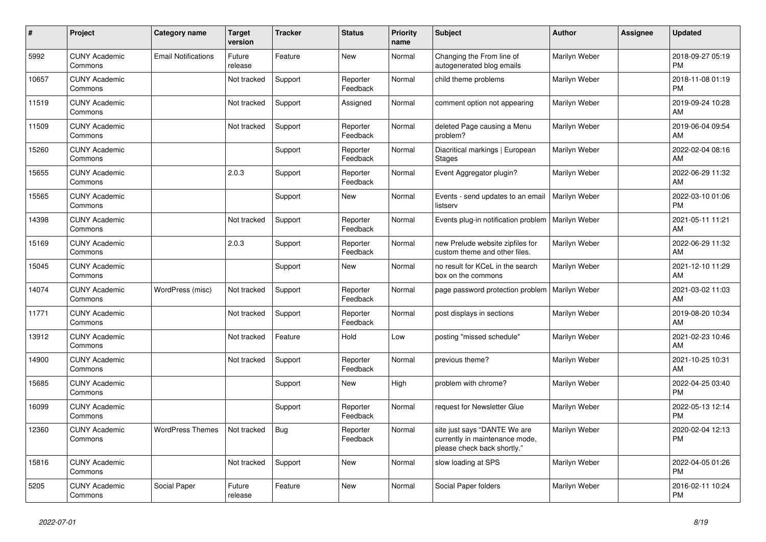| # | Project | Category name | Target version | Tracker | Status | Priority name | Subject | Author | Assignee | Updated |
|---|---|---|---|---|---|---|---|---|---|---|
| 5992 | CUNY Academic Commons | Email Notifications | Future release | Feature | New | Normal | Changing the From line of autogenerated blog emails | Marilyn Weber | | 2018-09-27 05:19 PM |
| 10657 | CUNY Academic Commons | | Not tracked | Support | Reporter Feedback | Normal | child theme problems | Marilyn Weber | | 2018-11-08 01:19 PM |
| 11519 | CUNY Academic Commons | | Not tracked | Support | Assigned | Normal | comment option not appearing | Marilyn Weber | | 2019-09-24 10:28 AM |
| 11509 | CUNY Academic Commons | | Not tracked | Support | Reporter Feedback | Normal | deleted Page causing a Menu problem? | Marilyn Weber | | 2019-06-04 09:54 AM |
| 15260 | CUNY Academic Commons | | | Support | Reporter Feedback | Normal | Diacritical markings \| European Stages | Marilyn Weber | | 2022-02-04 08:16 AM |
| 15655 | CUNY Academic Commons | | 2.0.3 | Support | Reporter Feedback | Normal | Event Aggregator plugin? | Marilyn Weber | | 2022-06-29 11:32 AM |
| 15565 | CUNY Academic Commons | | | Support | New | Normal | Events - send updates to an email listserv | Marilyn Weber | | 2022-03-10 01:06 PM |
| 14398 | CUNY Academic Commons | | Not tracked | Support | Reporter Feedback | Normal | Events plug-in notification problem | Marilyn Weber | | 2021-05-11 11:21 AM |
| 15169 | CUNY Academic Commons | | 2.0.3 | Support | Reporter Feedback | Normal | new Prelude website zipfiles for custom theme and other files. | Marilyn Weber | | 2022-06-29 11:32 AM |
| 15045 | CUNY Academic Commons | | | Support | New | Normal | no result for KCeL in the search box on the commons | Marilyn Weber | | 2021-12-10 11:29 AM |
| 14074 | CUNY Academic Commons | WordPress (misc) | Not tracked | Support | Reporter Feedback | Normal | page password protection problem | Marilyn Weber | | 2021-03-02 11:03 AM |
| 11771 | CUNY Academic Commons | | Not tracked | Support | Reporter Feedback | Normal | post displays in sections | Marilyn Weber | | 2019-08-20 10:34 AM |
| 13912 | CUNY Academic Commons | | Not tracked | Feature | Hold | Low | posting "missed schedule" | Marilyn Weber | | 2021-02-23 10:46 AM |
| 14900 | CUNY Academic Commons | | Not tracked | Support | Reporter Feedback | Normal | previous theme? | Marilyn Weber | | 2021-10-25 10:31 AM |
| 15685 | CUNY Academic Commons | | | Support | New | High | problem with chrome? | Marilyn Weber | | 2022-04-25 03:40 PM |
| 16099 | CUNY Academic Commons | | | Support | Reporter Feedback | Normal | request for Newsletter Glue | Marilyn Weber | | 2022-05-13 12:14 PM |
| 12360 | CUNY Academic Commons | WordPress Themes | Not tracked | Bug | Reporter Feedback | Normal | site just says "DANTE We are currently in maintenance mode, please check back shortly." | Marilyn Weber | | 2020-02-04 12:13 PM |
| 15816 | CUNY Academic Commons | | Not tracked | Support | New | Normal | slow loading at SPS | Marilyn Weber | | 2022-04-05 01:26 PM |
| 5205 | CUNY Academic Commons | Social Paper | Future release | Feature | New | Normal | Social Paper folders | Marilyn Weber | | 2016-02-11 10:24 PM |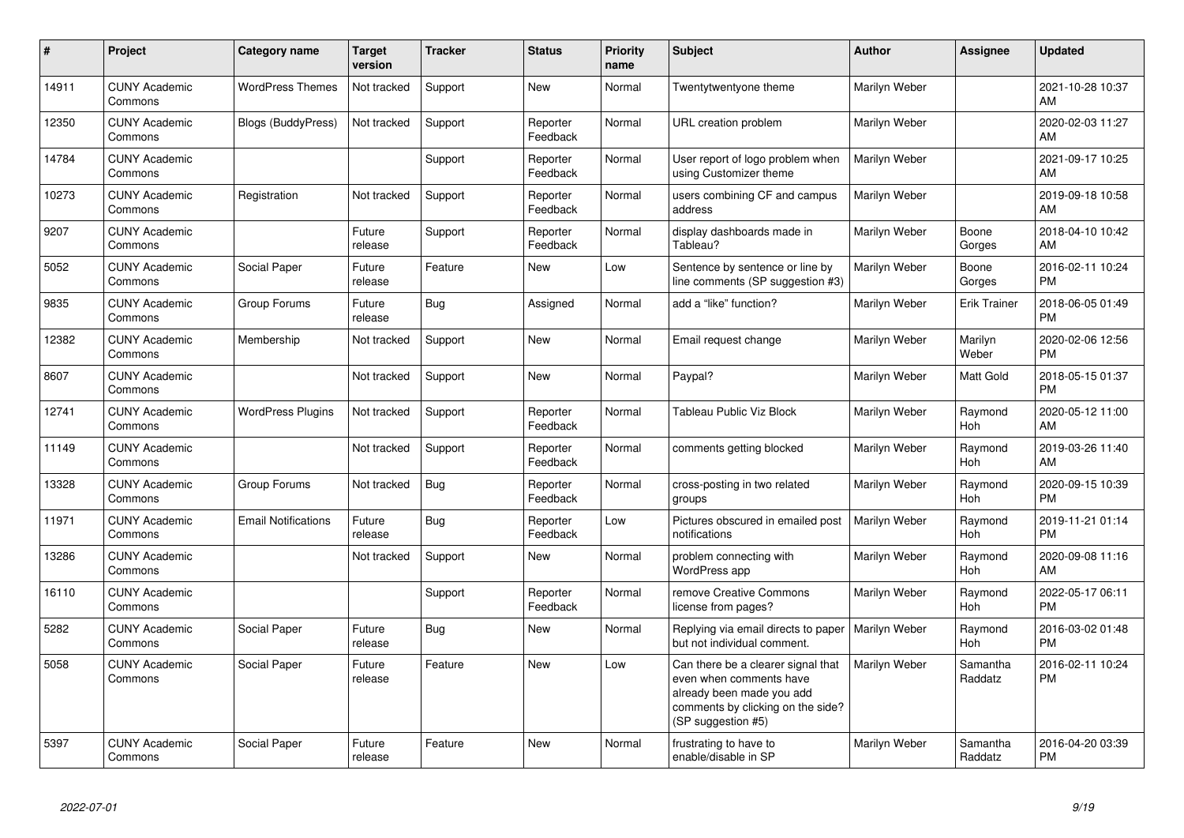| # | Project | Category name | Target version | Tracker | Status | Priority name | Subject | Author | Assignee | Updated |
|---|---|---|---|---|---|---|---|---|---|---|
| 14911 | CUNY Academic Commons | WordPress Themes | Not tracked | Support | New | Normal | Twentytwentyone theme | Marilyn Weber | | 2021-10-28 10:37 AM |
| 12350 | CUNY Academic Commons | Blogs (BuddyPress) | Not tracked | Support | Reporter Feedback | Normal | URL creation problem | Marilyn Weber | | 2020-02-03 11:27 AM |
| 14784 | CUNY Academic Commons | | | Support | Reporter Feedback | Normal | User report of logo problem when using Customizer theme | Marilyn Weber | | 2021-09-17 10:25 AM |
| 10273 | CUNY Academic Commons | Registration | Not tracked | Support | Reporter Feedback | Normal | users combining CF and campus address | Marilyn Weber | | 2019-09-18 10:58 AM |
| 9207 | CUNY Academic Commons | | Future release | Support | Reporter Feedback | Normal | display dashboards made in Tableau? | Marilyn Weber | Boone Gorges | 2018-04-10 10:42 AM |
| 5052 | CUNY Academic Commons | Social Paper | Future release | Feature | New | Low | Sentence by sentence or line by line comments (SP suggestion #3) | Marilyn Weber | Boone Gorges | 2016-02-11 10:24 PM |
| 9835 | CUNY Academic Commons | Group Forums | Future release | Bug | Assigned | Normal | add a "like" function? | Marilyn Weber | Erik Trainer | 2018-06-05 01:49 PM |
| 12382 | CUNY Academic Commons | Membership | Not tracked | Support | New | Normal | Email request change | Marilyn Weber | Marilyn Weber | 2020-02-06 12:56 PM |
| 8607 | CUNY Academic Commons | | Not tracked | Support | New | Normal | Paypal? | Marilyn Weber | Matt Gold | 2018-05-15 01:37 PM |
| 12741 | CUNY Academic Commons | WordPress Plugins | Not tracked | Support | Reporter Feedback | Normal | Tableau Public Viz Block | Marilyn Weber | Raymond Hoh | 2020-05-12 11:00 AM |
| 11149 | CUNY Academic Commons | | Not tracked | Support | Reporter Feedback | Normal | comments getting blocked | Marilyn Weber | Raymond Hoh | 2019-03-26 11:40 AM |
| 13328 | CUNY Academic Commons | Group Forums | Not tracked | Bug | Reporter Feedback | Normal | cross-posting in two related groups | Marilyn Weber | Raymond Hoh | 2020-09-15 10:39 PM |
| 11971 | CUNY Academic Commons | Email Notifications | Future release | Bug | Reporter Feedback | Low | Pictures obscured in emailed post notifications | Marilyn Weber | Raymond Hoh | 2019-11-21 01:14 PM |
| 13286 | CUNY Academic Commons | | Not tracked | Support | New | Normal | problem connecting with WordPress app | Marilyn Weber | Raymond Hoh | 2020-09-08 11:16 AM |
| 16110 | CUNY Academic Commons | | | Support | Reporter Feedback | Normal | remove Creative Commons license from pages? | Marilyn Weber | Raymond Hoh | 2022-05-17 06:11 PM |
| 5282 | CUNY Academic Commons | Social Paper | Future release | Bug | New | Normal | Replying via email directs to paper but not individual comment. | Marilyn Weber | Raymond Hoh | 2016-03-02 01:48 PM |
| 5058 | CUNY Academic Commons | Social Paper | Future release | Feature | New | Low | Can there be a clearer signal that even when comments have already been made you add comments by clicking on the side? (SP suggestion #5) | Marilyn Weber | Samantha Raddatz | 2016-02-11 10:24 PM |
| 5397 | CUNY Academic Commons | Social Paper | Future release | Feature | New | Normal | frustrating to have to enable/disable in SP | Marilyn Weber | Samantha Raddatz | 2016-04-20 03:39 PM |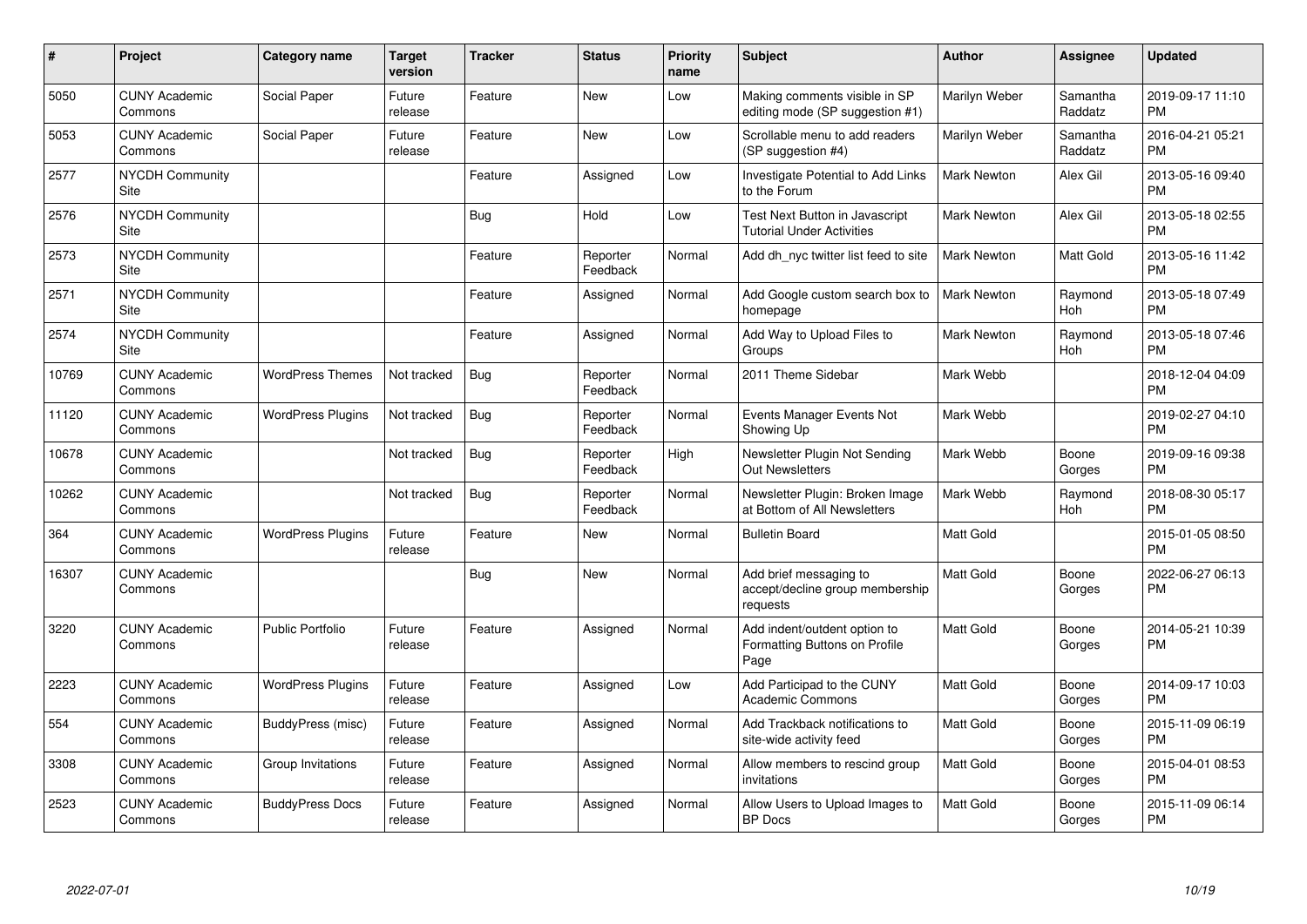| # | Project | Category name | Target version | Tracker | Status | Priority name | Subject | Author | Assignee | Updated |
|---|---|---|---|---|---|---|---|---|---|---|
| 5050 | CUNY Academic Commons | Social Paper | Future release | Feature | New | Low | Making comments visible in SP editing mode (SP suggestion #1) | Marilyn Weber | Samantha Raddatz | 2019-09-17 11:10 PM |
| 5053 | CUNY Academic Commons | Social Paper | Future release | Feature | New | Low | Scrollable menu to add readers (SP suggestion #4) | Marilyn Weber | Samantha Raddatz | 2016-04-21 05:21 PM |
| 2577 | NYCDH Community Site | | | Feature | Assigned | Low | Investigate Potential to Add Links to the Forum | Mark Newton | Alex Gil | 2013-05-16 09:40 PM |
| 2576 | NYCDH Community Site | | | Bug | Hold | Low | Test Next Button in Javascript Tutorial Under Activities | Mark Newton | Alex Gil | 2013-05-18 02:55 PM |
| 2573 | NYCDH Community Site | | | Feature | Reporter Feedback | Normal | Add dh_nyc twitter list feed to site | Mark Newton | Matt Gold | 2013-05-16 11:42 PM |
| 2571 | NYCDH Community Site | | | Feature | Assigned | Normal | Add Google custom search box to homepage | Mark Newton | Raymond Hoh | 2013-05-18 07:49 PM |
| 2574 | NYCDH Community Site | | | Feature | Assigned | Normal | Add Way to Upload Files to Groups | Mark Newton | Raymond Hoh | 2013-05-18 07:46 PM |
| 10769 | CUNY Academic Commons | WordPress Themes | Not tracked | Bug | Reporter Feedback | Normal | 2011 Theme Sidebar | Mark Webb | | 2018-12-04 04:09 PM |
| 11120 | CUNY Academic Commons | WordPress Plugins | Not tracked | Bug | Reporter Feedback | Normal | Events Manager Events Not Showing Up | Mark Webb | | 2019-02-27 04:10 PM |
| 10678 | CUNY Academic Commons | | Not tracked | Bug | Reporter Feedback | High | Newsletter Plugin Not Sending Out Newsletters | Mark Webb | Boone Gorges | 2019-09-16 09:38 PM |
| 10262 | CUNY Academic Commons | | Not tracked | Bug | Reporter Feedback | Normal | Newsletter Plugin: Broken Image at Bottom of All Newsletters | Mark Webb | Raymond Hoh | 2018-08-30 05:17 PM |
| 364 | CUNY Academic Commons | WordPress Plugins | Future release | Feature | New | Normal | Bulletin Board | Matt Gold | | 2015-01-05 08:50 PM |
| 16307 | CUNY Academic Commons | | | Bug | New | Normal | Add brief messaging to accept/decline group membership requests | Matt Gold | Boone Gorges | 2022-06-27 06:13 PM |
| 3220 | CUNY Academic Commons | Public Portfolio | Future release | Feature | Assigned | Normal | Add indent/outdent option to Formatting Buttons on Profile Page | Matt Gold | Boone Gorges | 2014-05-21 10:39 PM |
| 2223 | CUNY Academic Commons | WordPress Plugins | Future release | Feature | Assigned | Low | Add Participad to the CUNY Academic Commons | Matt Gold | Boone Gorges | 2014-09-17 10:03 PM |
| 554 | CUNY Academic Commons | BuddyPress (misc) | Future release | Feature | Assigned | Normal | Add Trackback notifications to site-wide activity feed | Matt Gold | Boone Gorges | 2015-11-09 06:19 PM |
| 3308 | CUNY Academic Commons | Group Invitations | Future release | Feature | Assigned | Normal | Allow members to rescind group invitations | Matt Gold | Boone Gorges | 2015-04-01 08:53 PM |
| 2523 | CUNY Academic Commons | BuddyPress Docs | Future release | Feature | Assigned | Normal | Allow Users to Upload Images to BP Docs | Matt Gold | Boone Gorges | 2015-11-09 06:14 PM |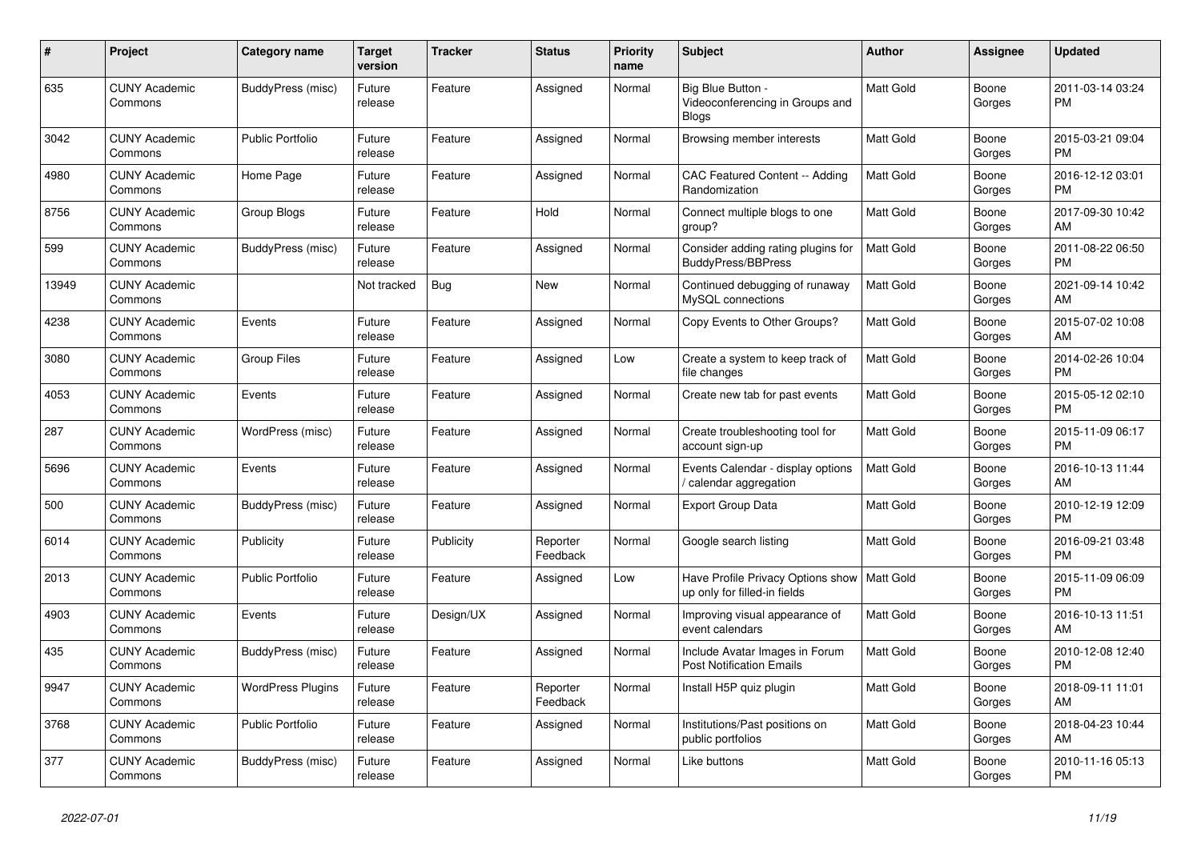| # | Project | Category name | Target version | Tracker | Status | Priority name | Subject | Author | Assignee | Updated |
|---|---|---|---|---|---|---|---|---|---|---|
| 635 | CUNY Academic Commons | BuddyPress (misc) | Future release | Feature | Assigned | Normal | Big Blue Button - Videoconferencing in Groups and Blogs | Matt Gold | Boone Gorges | 2011-03-14 03:24 PM |
| 3042 | CUNY Academic Commons | Public Portfolio | Future release | Feature | Assigned | Normal | Browsing member interests | Matt Gold | Boone Gorges | 2015-03-21 09:04 PM |
| 4980 | CUNY Academic Commons | Home Page | Future release | Feature | Assigned | Normal | CAC Featured Content -- Adding Randomization | Matt Gold | Boone Gorges | 2016-12-12 03:01 PM |
| 8756 | CUNY Academic Commons | Group Blogs | Future release | Feature | Hold | Normal | Connect multiple blogs to one group? | Matt Gold | Boone Gorges | 2017-09-30 10:42 AM |
| 599 | CUNY Academic Commons | BuddyPress (misc) | Future release | Feature | Assigned | Normal | Consider adding rating plugins for BuddyPress/BBPress | Matt Gold | Boone Gorges | 2011-08-22 06:50 PM |
| 13949 | CUNY Academic Commons | | Not tracked | Bug | New | Normal | Continued debugging of runaway MySQL connections | Matt Gold | Boone Gorges | 2021-09-14 10:42 AM |
| 4238 | CUNY Academic Commons | Events | Future release | Feature | Assigned | Normal | Copy Events to Other Groups? | Matt Gold | Boone Gorges | 2015-07-02 10:08 AM |
| 3080 | CUNY Academic Commons | Group Files | Future release | Feature | Assigned | Low | Create a system to keep track of file changes | Matt Gold | Boone Gorges | 2014-02-26 10:04 PM |
| 4053 | CUNY Academic Commons | Events | Future release | Feature | Assigned | Normal | Create new tab for past events | Matt Gold | Boone Gorges | 2015-05-12 02:10 PM |
| 287 | CUNY Academic Commons | WordPress (misc) | Future release | Feature | Assigned | Normal | Create troubleshooting tool for account sign-up | Matt Gold | Boone Gorges | 2015-11-09 06:17 PM |
| 5696 | CUNY Academic Commons | Events | Future release | Feature | Assigned | Normal | Events Calendar - display options / calendar aggregation | Matt Gold | Boone Gorges | 2016-10-13 11:44 AM |
| 500 | CUNY Academic Commons | BuddyPress (misc) | Future release | Feature | Assigned | Normal | Export Group Data | Matt Gold | Boone Gorges | 2010-12-19 12:09 PM |
| 6014 | CUNY Academic Commons | Publicity | Future release | Publicity | Reporter Feedback | Normal | Google search listing | Matt Gold | Boone Gorges | 2016-09-21 03:48 PM |
| 2013 | CUNY Academic Commons | Public Portfolio | Future release | Feature | Assigned | Low | Have Profile Privacy Options show up only for filled-in fields | Matt Gold | Boone Gorges | 2015-11-09 06:09 PM |
| 4903 | CUNY Academic Commons | Events | Future release | Design/UX | Assigned | Normal | Improving visual appearance of event calendars | Matt Gold | Boone Gorges | 2016-10-13 11:51 AM |
| 435 | CUNY Academic Commons | BuddyPress (misc) | Future release | Feature | Assigned | Normal | Include Avatar Images in Forum Post Notification Emails | Matt Gold | Boone Gorges | 2010-12-08 12:40 PM |
| 9947 | CUNY Academic Commons | WordPress Plugins | Future release | Feature | Reporter Feedback | Normal | Install H5P quiz plugin | Matt Gold | Boone Gorges | 2018-09-11 11:01 AM |
| 3768 | CUNY Academic Commons | Public Portfolio | Future release | Feature | Assigned | Normal | Institutions/Past positions on public portfolios | Matt Gold | Boone Gorges | 2018-04-23 10:44 AM |
| 377 | CUNY Academic Commons | BuddyPress (misc) | Future release | Feature | Assigned | Normal | Like buttons | Matt Gold | Boone Gorges | 2010-11-16 05:13 PM |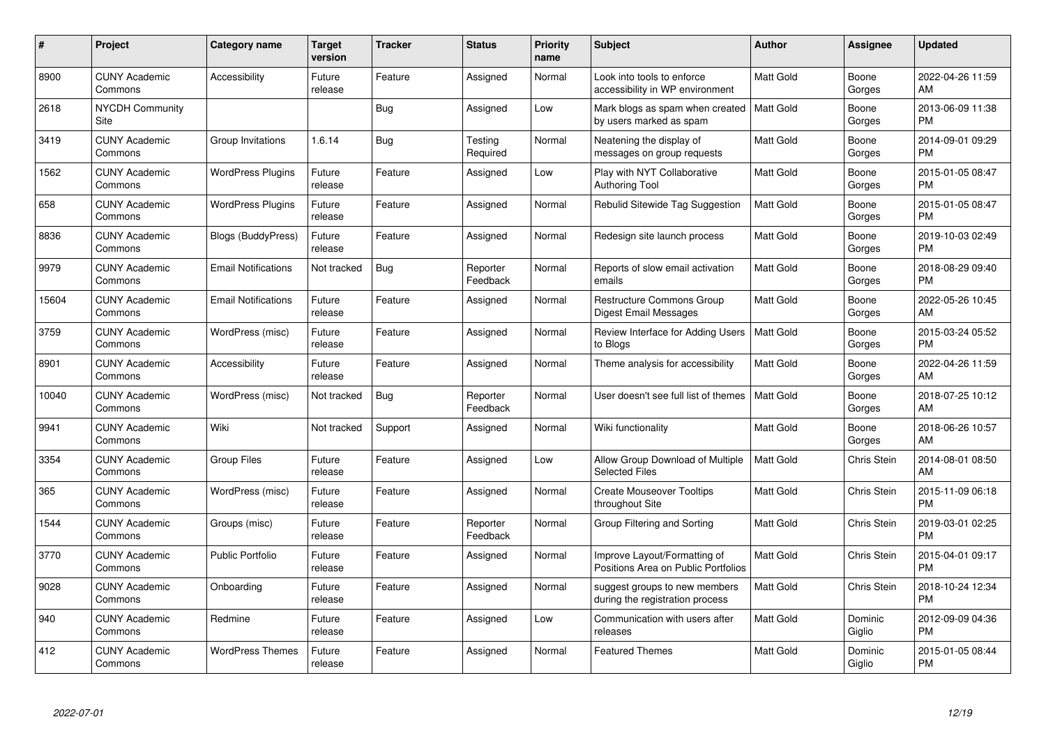| # | Project | Category name | Target version | Tracker | Status | Priority name | Subject | Author | Assignee | Updated |
|---|---|---|---|---|---|---|---|---|---|---|
| 8900 | CUNY Academic Commons | Accessibility | Future release | Feature | Assigned | Normal | Look into tools to enforce accessibility in WP environment | Matt Gold | Boone Gorges | 2022-04-26 11:59 AM |
| 2618 | NYCDH Community Site | | | Bug | Assigned | Low | Mark blogs as spam when created by users marked as spam | Matt Gold | Boone Gorges | 2013-06-09 11:38 PM |
| 3419 | CUNY Academic Commons | Group Invitations | 1.6.14 | Bug | Testing Required | Normal | Neatening the display of messages on group requests | Matt Gold | Boone Gorges | 2014-09-01 09:29 PM |
| 1562 | CUNY Academic Commons | WordPress Plugins | Future release | Feature | Assigned | Low | Play with NYT Collaborative Authoring Tool | Matt Gold | Boone Gorges | 2015-01-05 08:47 PM |
| 658 | CUNY Academic Commons | WordPress Plugins | Future release | Feature | Assigned | Normal | Rebulid Sitewide Tag Suggestion | Matt Gold | Boone Gorges | 2015-01-05 08:47 PM |
| 8836 | CUNY Academic Commons | Blogs (BuddyPress) | Future release | Feature | Assigned | Normal | Redesign site launch process | Matt Gold | Boone Gorges | 2019-10-03 02:49 PM |
| 9979 | CUNY Academic Commons | Email Notifications | Not tracked | Bug | Reporter Feedback | Normal | Reports of slow email activation emails | Matt Gold | Boone Gorges | 2018-08-29 09:40 PM |
| 15604 | CUNY Academic Commons | Email Notifications | Future release | Feature | Assigned | Normal | Restructure Commons Group Digest Email Messages | Matt Gold | Boone Gorges | 2022-05-26 10:45 AM |
| 3759 | CUNY Academic Commons | WordPress (misc) | Future release | Feature | Assigned | Normal | Review Interface for Adding Users to Blogs | Matt Gold | Boone Gorges | 2015-03-24 05:52 PM |
| 8901 | CUNY Academic Commons | Accessibility | Future release | Feature | Assigned | Normal | Theme analysis for accessibility | Matt Gold | Boone Gorges | 2022-04-26 11:59 AM |
| 10040 | CUNY Academic Commons | WordPress (misc) | Not tracked | Bug | Reporter Feedback | Normal | User doesn't see full list of themes | Matt Gold | Boone Gorges | 2018-07-25 10:12 AM |
| 9941 | CUNY Academic Commons | Wiki | Not tracked | Support | Assigned | Normal | Wiki functionality | Matt Gold | Boone Gorges | 2018-06-26 10:57 AM |
| 3354 | CUNY Academic Commons | Group Files | Future release | Feature | Assigned | Low | Allow Group Download of Multiple Selected Files | Matt Gold | Chris Stein | 2014-08-01 08:50 AM |
| 365 | CUNY Academic Commons | WordPress (misc) | Future release | Feature | Assigned | Normal | Create Mouseover Tooltips throughout Site | Matt Gold | Chris Stein | 2015-11-09 06:18 PM |
| 1544 | CUNY Academic Commons | Groups (misc) | Future release | Feature | Reporter Feedback | Normal | Group Filtering and Sorting | Matt Gold | Chris Stein | 2019-03-01 02:25 PM |
| 3770 | CUNY Academic Commons | Public Portfolio | Future release | Feature | Assigned | Normal | Improve Layout/Formatting of Positions Area on Public Portfolios | Matt Gold | Chris Stein | 2015-04-01 09:17 PM |
| 9028 | CUNY Academic Commons | Onboarding | Future release | Feature | Assigned | Normal | suggest groups to new members during the registration process | Matt Gold | Chris Stein | 2018-10-24 12:34 PM |
| 940 | CUNY Academic Commons | Redmine | Future release | Feature | Assigned | Low | Communication with users after releases | Matt Gold | Dominic Giglio | 2012-09-09 04:36 PM |
| 412 | CUNY Academic Commons | WordPress Themes | Future release | Feature | Assigned | Normal | Featured Themes | Matt Gold | Dominic Giglio | 2015-01-05 08:44 PM |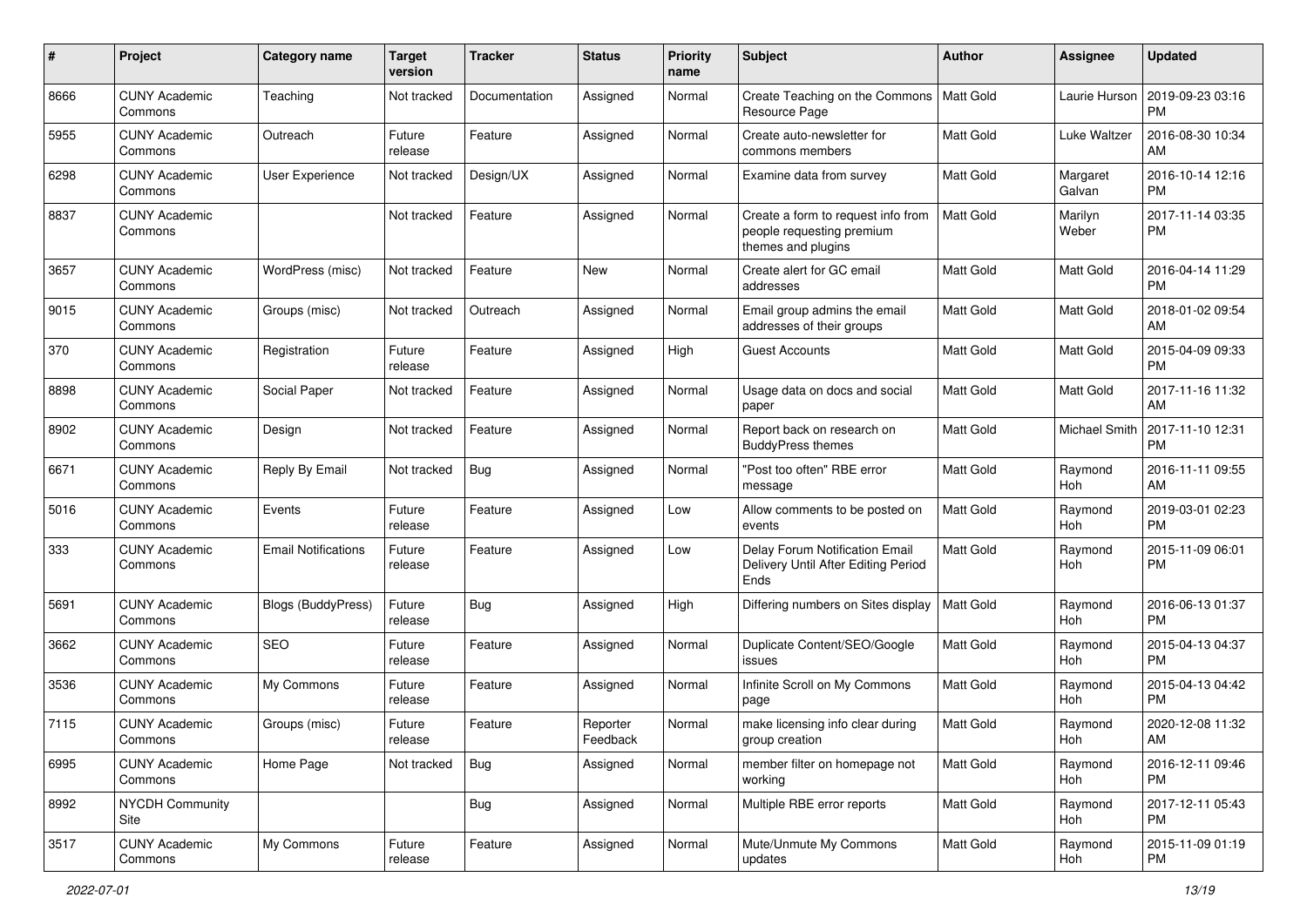| # | Project | Category name | Target version | Tracker | Status | Priority name | Subject | Author | Assignee | Updated |
|---|---|---|---|---|---|---|---|---|---|---|
| 8666 | CUNY Academic Commons | Teaching | Not tracked | Documentation | Assigned | Normal | Create Teaching on the Commons Resource Page | Matt Gold | Laurie Hurson | 2019-09-23 03:16 PM |
| 5955 | CUNY Academic Commons | Outreach | Future release | Feature | Assigned | Normal | Create auto-newsletter for commons members | Matt Gold | Luke Waltzer | 2016-08-30 10:34 AM |
| 6298 | CUNY Academic Commons | User Experience | Not tracked | Design/UX | Assigned | Normal | Examine data from survey | Matt Gold | Margaret Galvan | 2016-10-14 12:16 PM |
| 8837 | CUNY Academic Commons | | Not tracked | Feature | Assigned | Normal | Create a form to request info from people requesting premium themes and plugins | Matt Gold | Marilyn Weber | 2017-11-14 03:35 PM |
| 3657 | CUNY Academic Commons | WordPress (misc) | Not tracked | Feature | New | Normal | Create alert for GC email addresses | Matt Gold | Matt Gold | 2016-04-14 11:29 PM |
| 9015 | CUNY Academic Commons | Groups (misc) | Not tracked | Outreach | Assigned | Normal | Email group admins the email addresses of their groups | Matt Gold | Matt Gold | 2018-01-02 09:54 AM |
| 370 | CUNY Academic Commons | Registration | Future release | Feature | Assigned | High | Guest Accounts | Matt Gold | Matt Gold | 2015-04-09 09:33 PM |
| 8898 | CUNY Academic Commons | Social Paper | Not tracked | Feature | Assigned | Normal | Usage data on docs and social paper | Matt Gold | Matt Gold | 2017-11-16 11:32 AM |
| 8902 | CUNY Academic Commons | Design | Not tracked | Feature | Assigned | Normal | Report back on research on BuddyPress themes | Matt Gold | Michael Smith | 2017-11-10 12:31 PM |
| 6671 | CUNY Academic Commons | Reply By Email | Not tracked | Bug | Assigned | Normal | "Post too often" RBE error message | Matt Gold | Raymond Hoh | 2016-11-11 09:55 AM |
| 5016 | CUNY Academic Commons | Events | Future release | Feature | Assigned | Low | Allow comments to be posted on events | Matt Gold | Raymond Hoh | 2019-03-01 02:23 PM |
| 333 | CUNY Academic Commons | Email Notifications | Future release | Feature | Assigned | Low | Delay Forum Notification Email Delivery Until After Editing Period Ends | Matt Gold | Raymond Hoh | 2015-11-09 06:01 PM |
| 5691 | CUNY Academic Commons | Blogs (BuddyPress) | Future release | Bug | Assigned | High | Differing numbers on Sites display | Matt Gold | Raymond Hoh | 2016-06-13 01:37 PM |
| 3662 | CUNY Academic Commons | SEO | Future release | Feature | Assigned | Normal | Duplicate Content/SEO/Google issues | Matt Gold | Raymond Hoh | 2015-04-13 04:37 PM |
| 3536 | CUNY Academic Commons | My Commons | Future release | Feature | Assigned | Normal | Infinite Scroll on My Commons page | Matt Gold | Raymond Hoh | 2015-04-13 04:42 PM |
| 7115 | CUNY Academic Commons | Groups (misc) | Future release | Feature | Reporter Feedback | Normal | make licensing info clear during group creation | Matt Gold | Raymond Hoh | 2020-12-08 11:32 AM |
| 6995 | CUNY Academic Commons | Home Page | Not tracked | Bug | Assigned | Normal | member filter on homepage not working | Matt Gold | Raymond Hoh | 2016-12-11 09:46 PM |
| 8992 | NYCDH Community Site | | | Bug | Assigned | Normal | Multiple RBE error reports | Matt Gold | Raymond Hoh | 2017-12-11 05:43 PM |
| 3517 | CUNY Academic Commons | My Commons | Future release | Feature | Assigned | Normal | Mute/Unmute My Commons updates | Matt Gold | Raymond Hoh | 2015-11-09 01:19 PM |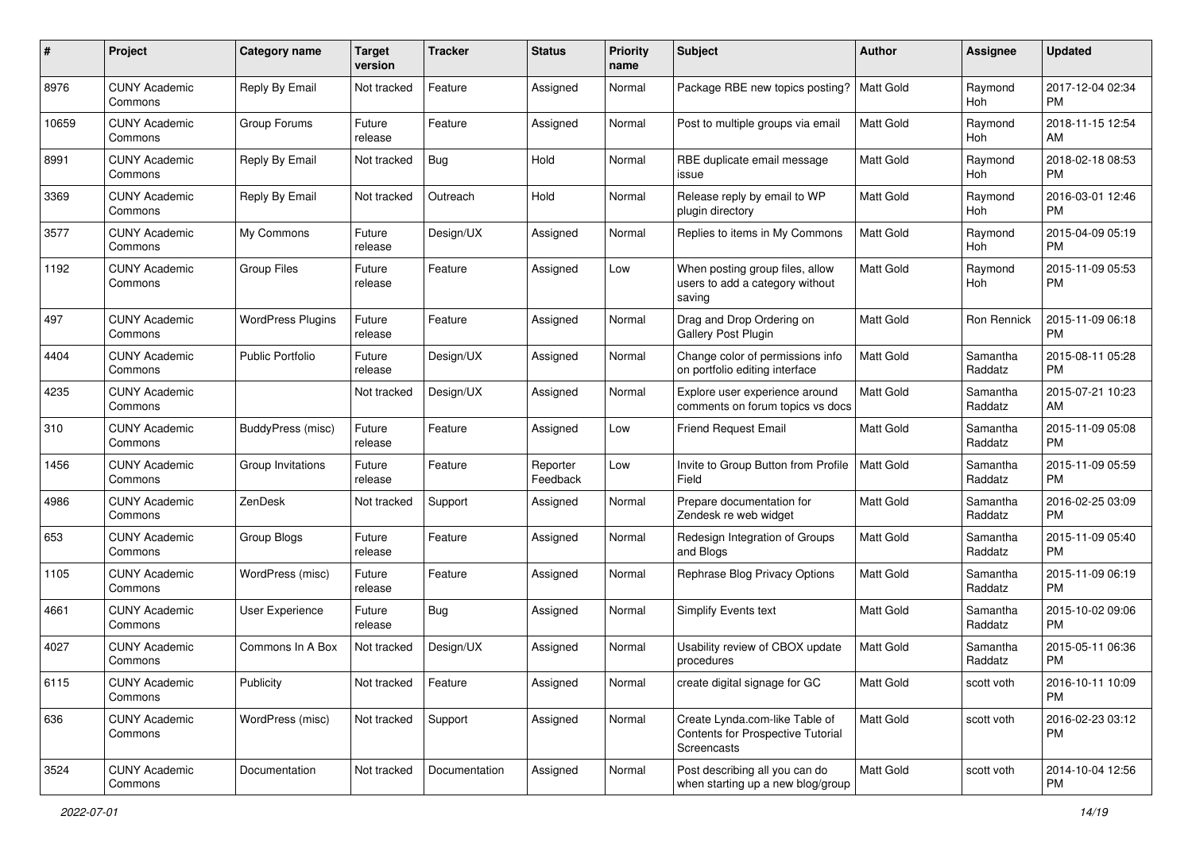| # | Project | Category name | Target version | Tracker | Status | Priority name | Subject | Author | Assignee | Updated |
|---|---|---|---|---|---|---|---|---|---|---|
| 8976 | CUNY Academic Commons | Reply By Email | Not tracked | Feature | Assigned | Normal | Package RBE new topics posting? | Matt Gold | Raymond Hoh | 2017-12-04 02:34 PM |
| 10659 | CUNY Academic Commons | Group Forums | Future release | Feature | Assigned | Normal | Post to multiple groups via email | Matt Gold | Raymond Hoh | 2018-11-15 12:54 AM |
| 8991 | CUNY Academic Commons | Reply By Email | Not tracked | Bug | Hold | Normal | RBE duplicate email message issue | Matt Gold | Raymond Hoh | 2018-02-18 08:53 PM |
| 3369 | CUNY Academic Commons | Reply By Email | Not tracked | Outreach | Hold | Normal | Release reply by email to WP plugin directory | Matt Gold | Raymond Hoh | 2016-03-01 12:46 PM |
| 3577 | CUNY Academic Commons | My Commons | Future release | Design/UX | Assigned | Normal | Replies to items in My Commons | Matt Gold | Raymond Hoh | 2015-04-09 05:19 PM |
| 1192 | CUNY Academic Commons | Group Files | Future release | Feature | Assigned | Low | When posting group files, allow users to add a category without saving | Matt Gold | Raymond Hoh | 2015-11-09 05:53 PM |
| 497 | CUNY Academic Commons | WordPress Plugins | Future release | Feature | Assigned | Normal | Drag and Drop Ordering on Gallery Post Plugin | Matt Gold | Ron Rennick | 2015-11-09 06:18 PM |
| 4404 | CUNY Academic Commons | Public Portfolio | Future release | Design/UX | Assigned | Normal | Change color of permissions info on portfolio editing interface | Matt Gold | Samantha Raddatz | 2015-08-11 05:28 PM |
| 4235 | CUNY Academic Commons | | Not tracked | Design/UX | Assigned | Normal | Explore user experience around comments on forum topics vs docs | Matt Gold | Samantha Raddatz | 2015-07-21 10:23 AM |
| 310 | CUNY Academic Commons | BuddyPress (misc) | Future release | Feature | Assigned | Low | Friend Request Email | Matt Gold | Samantha Raddatz | 2015-11-09 05:08 PM |
| 1456 | CUNY Academic Commons | Group Invitations | Future release | Feature | Reporter Feedback | Low | Invite to Group Button from Profile Field | Matt Gold | Samantha Raddatz | 2015-11-09 05:59 PM |
| 4986 | CUNY Academic Commons | ZenDesk | Not tracked | Support | Assigned | Normal | Prepare documentation for Zendesk re web widget | Matt Gold | Samantha Raddatz | 2016-02-25 03:09 PM |
| 653 | CUNY Academic Commons | Group Blogs | Future release | Feature | Assigned | Normal | Redesign Integration of Groups and Blogs | Matt Gold | Samantha Raddatz | 2015-11-09 05:40 PM |
| 1105 | CUNY Academic Commons | WordPress (misc) | Future release | Feature | Assigned | Normal | Rephrase Blog Privacy Options | Matt Gold | Samantha Raddatz | 2015-11-09 06:19 PM |
| 4661 | CUNY Academic Commons | User Experience | Future release | Bug | Assigned | Normal | Simplify Events text | Matt Gold | Samantha Raddatz | 2015-10-02 09:06 PM |
| 4027 | CUNY Academic Commons | Commons In A Box | Not tracked | Design/UX | Assigned | Normal | Usability review of CBOX update procedures | Matt Gold | Samantha Raddatz | 2015-05-11 06:36 PM |
| 6115 | CUNY Academic Commons | Publicity | Not tracked | Feature | Assigned | Normal | create digital signage for GC | Matt Gold | scott voth | 2016-10-11 10:09 PM |
| 636 | CUNY Academic Commons | WordPress (misc) | Not tracked | Support | Assigned | Normal | Create Lynda.com-like Table of Contents for Prospective Tutorial Screencasts | Matt Gold | scott voth | 2016-02-23 03:12 PM |
| 3524 | CUNY Academic Commons | Documentation | Not tracked | Documentation | Assigned | Normal | Post describing all you can do when starting up a new blog/group | Matt Gold | scott voth | 2014-10-04 12:56 PM |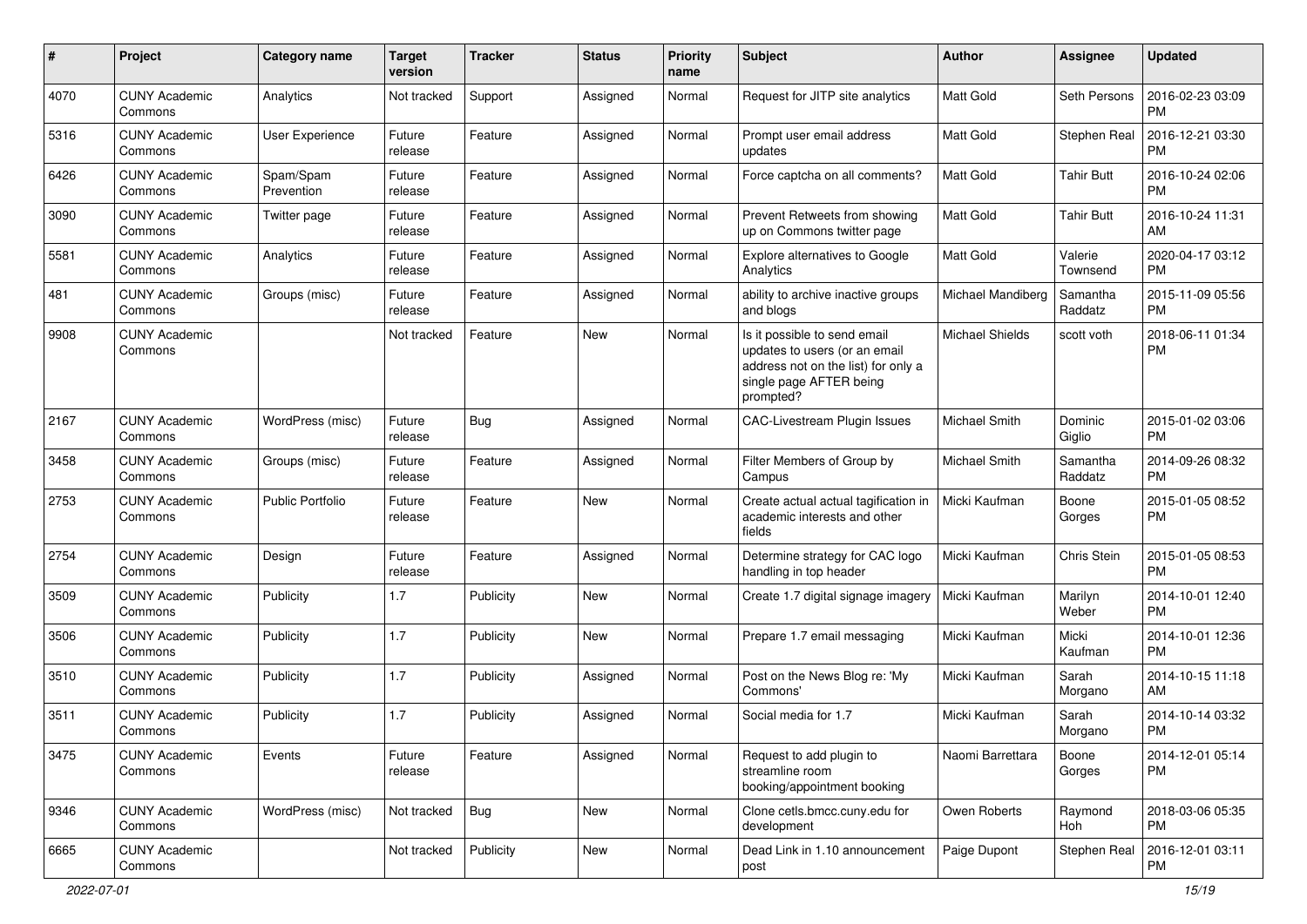| # | Project | Category name | Target version | Tracker | Status | Priority name | Subject | Author | Assignee | Updated |
|---|---|---|---|---|---|---|---|---|---|---|
| 4070 | CUNY Academic Commons | Analytics | Not tracked | Support | Assigned | Normal | Request for JITP site analytics | Matt Gold | Seth Persons | 2016-02-23 03:09 PM |
| 5316 | CUNY Academic Commons | User Experience | Future release | Feature | Assigned | Normal | Prompt user email address updates | Matt Gold | Stephen Real | 2016-12-21 03:30 PM |
| 6426 | CUNY Academic Commons | Spam/Spam Prevention | Future release | Feature | Assigned | Normal | Force captcha on all comments? | Matt Gold | Tahir Butt | 2016-10-24 02:06 PM |
| 3090 | CUNY Academic Commons | Twitter page | Future release | Feature | Assigned | Normal | Prevent Retweets from showing up on Commons twitter page | Matt Gold | Tahir Butt | 2016-10-24 11:31 AM |
| 5581 | CUNY Academic Commons | Analytics | Future release | Feature | Assigned | Normal | Explore alternatives to Google Analytics | Matt Gold | Valerie Townsend | 2020-04-17 03:12 PM |
| 481 | CUNY Academic Commons | Groups (misc) | Future release | Feature | Assigned | Normal | ability to archive inactive groups and blogs | Michael Mandiberg | Samantha Raddatz | 2015-11-09 05:56 PM |
| 9908 | CUNY Academic Commons | | Not tracked | Feature | New | Normal | Is it possible to send email updates to users (or an email address not on the list) for only a single page AFTER being prompted? | Michael Shields | scott voth | 2018-06-11 01:34 PM |
| 2167 | CUNY Academic Commons | WordPress (misc) | Future release | Bug | Assigned | Normal | CAC-Livestream Plugin Issues | Michael Smith | Dominic Giglio | 2015-01-02 03:06 PM |
| 3458 | CUNY Academic Commons | Groups (misc) | Future release | Feature | Assigned | Normal | Filter Members of Group by Campus | Michael Smith | Samantha Raddatz | 2014-09-26 08:32 PM |
| 2753 | CUNY Academic Commons | Public Portfolio | Future release | Feature | New | Normal | Create actual actual tagification in academic interests and other fields | Micki Kaufman | Boone Gorges | 2015-01-05 08:52 PM |
| 2754 | CUNY Academic Commons | Design | Future release | Feature | Assigned | Normal | Determine strategy for CAC logo handling in top header | Micki Kaufman | Chris Stein | 2015-01-05 08:53 PM |
| 3509 | CUNY Academic Commons | Publicity | 1.7 | Publicity | New | Normal | Create 1.7 digital signage imagery | Micki Kaufman | Marilyn Weber | 2014-10-01 12:40 PM |
| 3506 | CUNY Academic Commons | Publicity | 1.7 | Publicity | New | Normal | Prepare 1.7 email messaging | Micki Kaufman | Micki Kaufman | 2014-10-01 12:36 PM |
| 3510 | CUNY Academic Commons | Publicity | 1.7 | Publicity | Assigned | Normal | Post on the News Blog re: 'My Commons' | Micki Kaufman | Sarah Morgano | 2014-10-15 11:18 AM |
| 3511 | CUNY Academic Commons | Publicity | 1.7 | Publicity | Assigned | Normal | Social media for 1.7 | Micki Kaufman | Sarah Morgano | 2014-10-14 03:32 PM |
| 3475 | CUNY Academic Commons | Events | Future release | Feature | Assigned | Normal | Request to add plugin to streamline room booking/appointment booking | Naomi Barrettara | Boone Gorges | 2014-12-01 05:14 PM |
| 9346 | CUNY Academic Commons | WordPress (misc) | Not tracked | Bug | New | Normal | Clone cetls.bmcc.cuny.edu for development | Owen Roberts | Raymond Hoh | 2018-03-06 05:35 PM |
| 6665 | CUNY Academic Commons | | Not tracked | Publicity | New | Normal | Dead Link in 1.10 announcement post | Paige Dupont | Stephen Real | 2016-12-01 03:11 PM |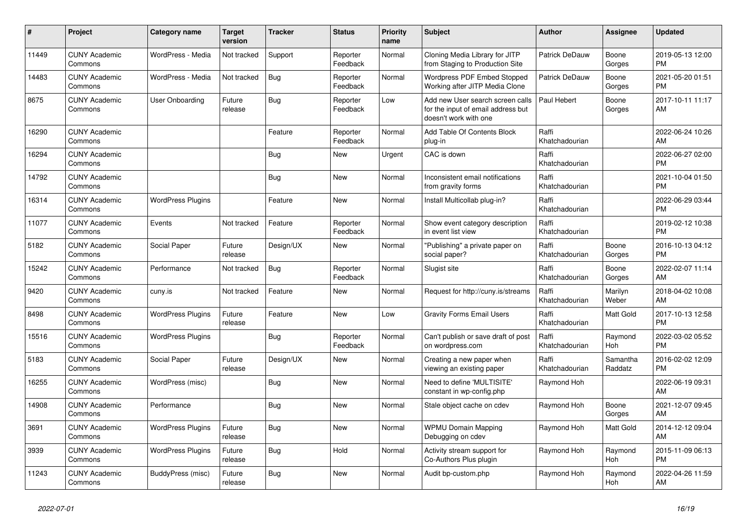| # | Project | Category name | Target version | Tracker | Status | Priority name | Subject | Author | Assignee | Updated |
|---|---|---|---|---|---|---|---|---|---|---|
| 11449 | CUNY Academic Commons | WordPress - Media | Not tracked | Support | Reporter Feedback | Normal | Cloning Media Library for JITP from Staging to Production Site | Patrick DeDauw | Boone Gorges | 2019-05-13 12:00 PM |
| 14483 | CUNY Academic Commons | WordPress - Media | Not tracked | Bug | Reporter Feedback | Normal | Wordpress PDF Embed Stopped Working after JITP Media Clone | Patrick DeDauw | Boone Gorges | 2021-05-20 01:51 PM |
| 8675 | CUNY Academic Commons | User Onboarding | Future release | Bug | Reporter Feedback | Low | Add new User search screen calls for the input of email address but doesn't work with one | Paul Hebert | Boone Gorges | 2017-10-11 11:17 AM |
| 16290 | CUNY Academic Commons | | | Feature | Reporter Feedback | Normal | Add Table Of Contents Block plug-in | Raffi Khatchadourian | | 2022-06-24 10:26 AM |
| 16294 | CUNY Academic Commons | | | Bug | New | Urgent | CAC is down | Raffi Khatchadourian | | 2022-06-27 02:00 PM |
| 14792 | CUNY Academic Commons | | | Bug | New | Normal | Inconsistent email notifications from gravity forms | Raffi Khatchadourian | | 2021-10-04 01:50 PM |
| 16314 | CUNY Academic Commons | WordPress Plugins | | Feature | New | Normal | Install Multicollab plug-in? | Raffi Khatchadourian | | 2022-06-29 03:44 PM |
| 11077 | CUNY Academic Commons | Events | Not tracked | Feature | Reporter Feedback | Normal | Show event category description in event list view | Raffi Khatchadourian | | 2019-02-12 10:38 PM |
| 5182 | CUNY Academic Commons | Social Paper | Future release | Design/UX | New | Normal | "Publishing" a private paper on social paper? | Raffi Khatchadourian | Boone Gorges | 2016-10-13 04:12 PM |
| 15242 | CUNY Academic Commons | Performance | Not tracked | Bug | Reporter Feedback | Normal | Slugist site | Raffi Khatchadourian | Boone Gorges | 2022-02-07 11:14 AM |
| 9420 | CUNY Academic Commons | cuny.is | Not tracked | Feature | New | Normal | Request for http://cuny.is/streams | Raffi Khatchadourian | Marilyn Weber | 2018-04-02 10:08 AM |
| 8498 | CUNY Academic Commons | WordPress Plugins | Future release | Feature | New | Low | Gravity Forms Email Users | Raffi Khatchadourian | Matt Gold | 2017-10-13 12:58 PM |
| 15516 | CUNY Academic Commons | WordPress Plugins | | Bug | Reporter Feedback | Normal | Can't publish or save draft of post on wordpress.com | Raffi Khatchadourian | Raymond Hoh | 2022-03-02 05:52 PM |
| 5183 | CUNY Academic Commons | Social Paper | Future release | Design/UX | New | Normal | Creating a new paper when viewing an existing paper | Raffi Khatchadourian | Samantha Raddatz | 2016-02-02 12:09 PM |
| 16255 | CUNY Academic Commons | WordPress (misc) | | Bug | New | Normal | Need to define 'MULTISITE' constant in wp-config.php | Raymond Hoh | | 2022-06-19 09:31 AM |
| 14908 | CUNY Academic Commons | Performance | | Bug | New | Normal | Stale object cache on cdev | Raymond Hoh | Boone Gorges | 2021-12-07 09:45 AM |
| 3691 | CUNY Academic Commons | WordPress Plugins | Future release | Bug | New | Normal | WPMU Domain Mapping Debugging on cdev | Raymond Hoh | Matt Gold | 2014-12-12 09:04 AM |
| 3939 | CUNY Academic Commons | WordPress Plugins | Future release | Bug | Hold | Normal | Activity stream support for Co-Authors Plus plugin | Raymond Hoh | Raymond Hoh | 2015-11-09 06:13 PM |
| 11243 | CUNY Academic Commons | BuddyPress (misc) | Future release | Bug | New | Normal | Audit bp-custom.php | Raymond Hoh | Raymond Hoh | 2022-04-26 11:59 AM |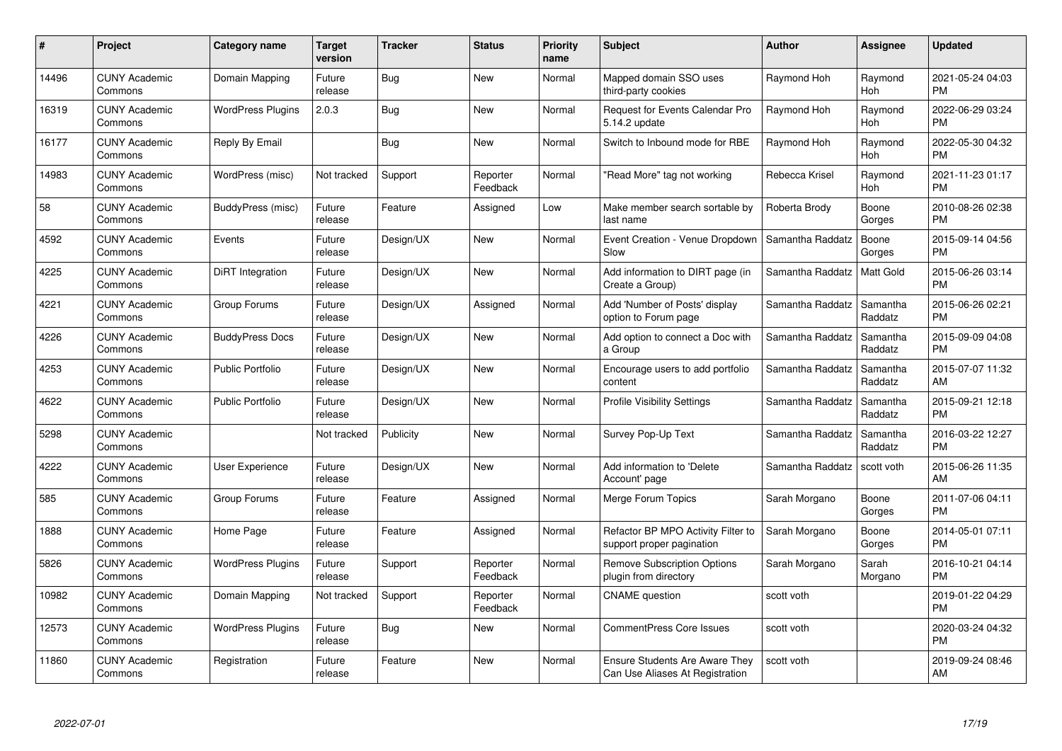| # | Project | Category name | Target version | Tracker | Status | Priority name | Subject | Author | Assignee | Updated |
|---|---|---|---|---|---|---|---|---|---|---|
| 14496 | CUNY Academic Commons | Domain Mapping | Future release | Bug | New | Normal | Mapped domain SSO uses third-party cookies | Raymond Hoh | Raymond Hoh | 2021-05-24 04:03 PM |
| 16319 | CUNY Academic Commons | WordPress Plugins | 2.0.3 | Bug | New | Normal | Request for Events Calendar Pro 5.14.2 update | Raymond Hoh | Raymond Hoh | 2022-06-29 03:24 PM |
| 16177 | CUNY Academic Commons | Reply By Email | | Bug | New | Normal | Switch to Inbound mode for RBE | Raymond Hoh | Raymond Hoh | 2022-05-30 04:32 PM |
| 14983 | CUNY Academic Commons | WordPress (misc) | Not tracked | Support | Reporter Feedback | Normal | "Read More" tag not working | Rebecca Krisel | Raymond Hoh | 2021-11-23 01:17 PM |
| 58 | CUNY Academic Commons | BuddyPress (misc) | Future release | Feature | Assigned | Low | Make member search sortable by last name | Roberta Brody | Boone Gorges | 2010-08-26 02:38 PM |
| 4592 | CUNY Academic Commons | Events | Future release | Design/UX | New | Normal | Event Creation - Venue Dropdown Slow | Samantha Raddatz | Boone Gorges | 2015-09-14 04:56 PM |
| 4225 | CUNY Academic Commons | DiRT Integration | Future release | Design/UX | New | Normal | Add information to DIRT page (in Create a Group) | Samantha Raddatz | Matt Gold | 2015-06-26 03:14 PM |
| 4221 | CUNY Academic Commons | Group Forums | Future release | Design/UX | Assigned | Normal | Add 'Number of Posts' display option to Forum page | Samantha Raddatz | Samantha Raddatz | 2015-06-26 02:21 PM |
| 4226 | CUNY Academic Commons | BuddyPress Docs | Future release | Design/UX | New | Normal | Add option to connect a Doc with a Group | Samantha Raddatz | Samantha Raddatz | 2015-09-09 04:08 PM |
| 4253 | CUNY Academic Commons | Public Portfolio | Future release | Design/UX | New | Normal | Encourage users to add portfolio content | Samantha Raddatz | Samantha Raddatz | 2015-07-07 11:32 AM |
| 4622 | CUNY Academic Commons | Public Portfolio | Future release | Design/UX | New | Normal | Profile Visibility Settings | Samantha Raddatz | Samantha Raddatz | 2015-09-21 12:18 PM |
| 5298 | CUNY Academic Commons | | Not tracked | Publicity | New | Normal | Survey Pop-Up Text | Samantha Raddatz | Samantha Raddatz | 2016-03-22 12:27 PM |
| 4222 | CUNY Academic Commons | User Experience | Future release | Design/UX | New | Normal | Add information to 'Delete Account' page | Samantha Raddatz | scott voth | 2015-06-26 11:35 AM |
| 585 | CUNY Academic Commons | Group Forums | Future release | Feature | Assigned | Normal | Merge Forum Topics | Sarah Morgano | Boone Gorges | 2011-07-06 04:11 PM |
| 1888 | CUNY Academic Commons | Home Page | Future release | Feature | Assigned | Normal | Refactor BP MPO Activity Filter to support proper pagination | Sarah Morgano | Boone Gorges | 2014-05-01 07:11 PM |
| 5826 | CUNY Academic Commons | WordPress Plugins | Future release | Support | Reporter Feedback | Normal | Remove Subscription Options plugin from directory | Sarah Morgano | Sarah Morgano | 2016-10-21 04:14 PM |
| 10982 | CUNY Academic Commons | Domain Mapping | Not tracked | Support | Reporter Feedback | Normal | CNAME question | scott voth | | 2019-01-22 04:29 PM |
| 12573 | CUNY Academic Commons | WordPress Plugins | Future release | Bug | New | Normal | CommentPress Core Issues | scott voth | | 2020-03-24 04:32 PM |
| 11860 | CUNY Academic Commons | Registration | Future release | Feature | New | Normal | Ensure Students Are Aware They Can Use Aliases At Registration | scott voth | | 2019-09-24 08:46 AM |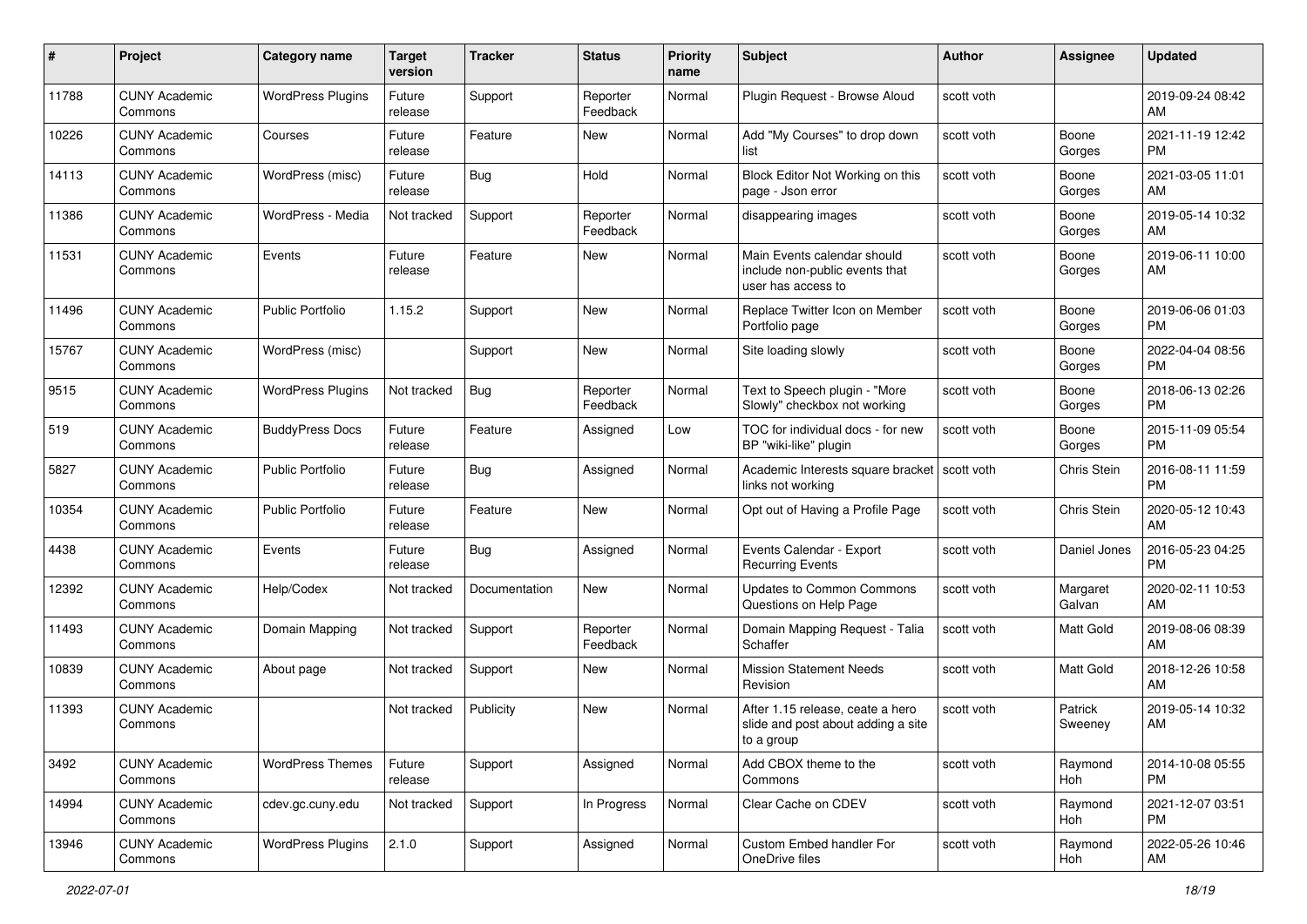| # | Project | Category name | Target version | Tracker | Status | Priority name | Subject | Author | Assignee | Updated |
|---|---|---|---|---|---|---|---|---|---|---|
| 11788 | CUNY Academic Commons | WordPress Plugins | Future release | Support | Reporter Feedback | Normal | Plugin Request - Browse Aloud | scott voth | | 2019-09-24 08:42 AM |
| 10226 | CUNY Academic Commons | Courses | Future release | Feature | New | Normal | Add "My Courses" to drop down list | scott voth | Boone Gorges | 2021-11-19 12:42 PM |
| 14113 | CUNY Academic Commons | WordPress (misc) | Future release | Bug | Hold | Normal | Block Editor Not Working on this page - Json error | scott voth | Boone Gorges | 2021-03-05 11:01 AM |
| 11386 | CUNY Academic Commons | WordPress - Media | Not tracked | Support | Reporter Feedback | Normal | disappearing images | scott voth | Boone Gorges | 2019-05-14 10:32 AM |
| 11531 | CUNY Academic Commons | Events | Future release | Feature | New | Normal | Main Events calendar should include non-public events that user has access to | scott voth | Boone Gorges | 2019-06-11 10:00 AM |
| 11496 | CUNY Academic Commons | Public Portfolio | 1.15.2 | Support | New | Normal | Replace Twitter Icon on Member Portfolio page | scott voth | Boone Gorges | 2019-06-06 01:03 PM |
| 15767 | CUNY Academic Commons | WordPress (misc) | | Support | New | Normal | Site loading slowly | scott voth | Boone Gorges | 2022-04-04 08:56 PM |
| 9515 | CUNY Academic Commons | WordPress Plugins | Not tracked | Bug | Reporter Feedback | Normal | Text to Speech plugin - "More Slowly" checkbox not working | scott voth | Boone Gorges | 2018-06-13 02:26 PM |
| 519 | CUNY Academic Commons | BuddyPress Docs | Future release | Feature | Assigned | Low | TOC for individual docs - for new BP "wiki-like" plugin | scott voth | Boone Gorges | 2015-11-09 05:54 PM |
| 5827 | CUNY Academic Commons | Public Portfolio | Future release | Bug | Assigned | Normal | Academic Interests square bracket links not working | scott voth | Chris Stein | 2016-08-11 11:59 PM |
| 10354 | CUNY Academic Commons | Public Portfolio | Future release | Feature | New | Normal | Opt out of Having a Profile Page | scott voth | Chris Stein | 2020-05-12 10:43 AM |
| 4438 | CUNY Academic Commons | Events | Future release | Bug | Assigned | Normal | Events Calendar - Export Recurring Events | scott voth | Daniel Jones | 2016-05-23 04:25 PM |
| 12392 | CUNY Academic Commons | Help/Codex | Not tracked | Documentation | New | Normal | Updates to Common Commons Questions on Help Page | scott voth | Margaret Galvan | 2020-02-11 10:53 AM |
| 11493 | CUNY Academic Commons | Domain Mapping | Not tracked | Support | Reporter Feedback | Normal | Domain Mapping Request - Talia Schaffer | scott voth | Matt Gold | 2019-08-06 08:39 AM |
| 10839 | CUNY Academic Commons | About page | Not tracked | Support | New | Normal | Mission Statement Needs Revision | scott voth | Matt Gold | 2018-12-26 10:58 AM |
| 11393 | CUNY Academic Commons | | Not tracked | Publicity | New | Normal | After 1.15 release, ceate a hero slide and post about adding a site to a group | scott voth | Patrick Sweeney | 2019-05-14 10:32 AM |
| 3492 | CUNY Academic Commons | WordPress Themes | Future release | Support | Assigned | Normal | Add CBOX theme to the Commons | scott voth | Raymond Hoh | 2014-10-08 05:55 PM |
| 14994 | CUNY Academic Commons | cdev.gc.cuny.edu | Not tracked | Support | In Progress | Normal | Clear Cache on CDEV | scott voth | Raymond Hoh | 2021-12-07 03:51 PM |
| 13946 | CUNY Academic Commons | WordPress Plugins | 2.1.0 | Support | Assigned | Normal | Custom Embed handler For OneDrive files | scott voth | Raymond Hoh | 2022-05-26 10:46 AM |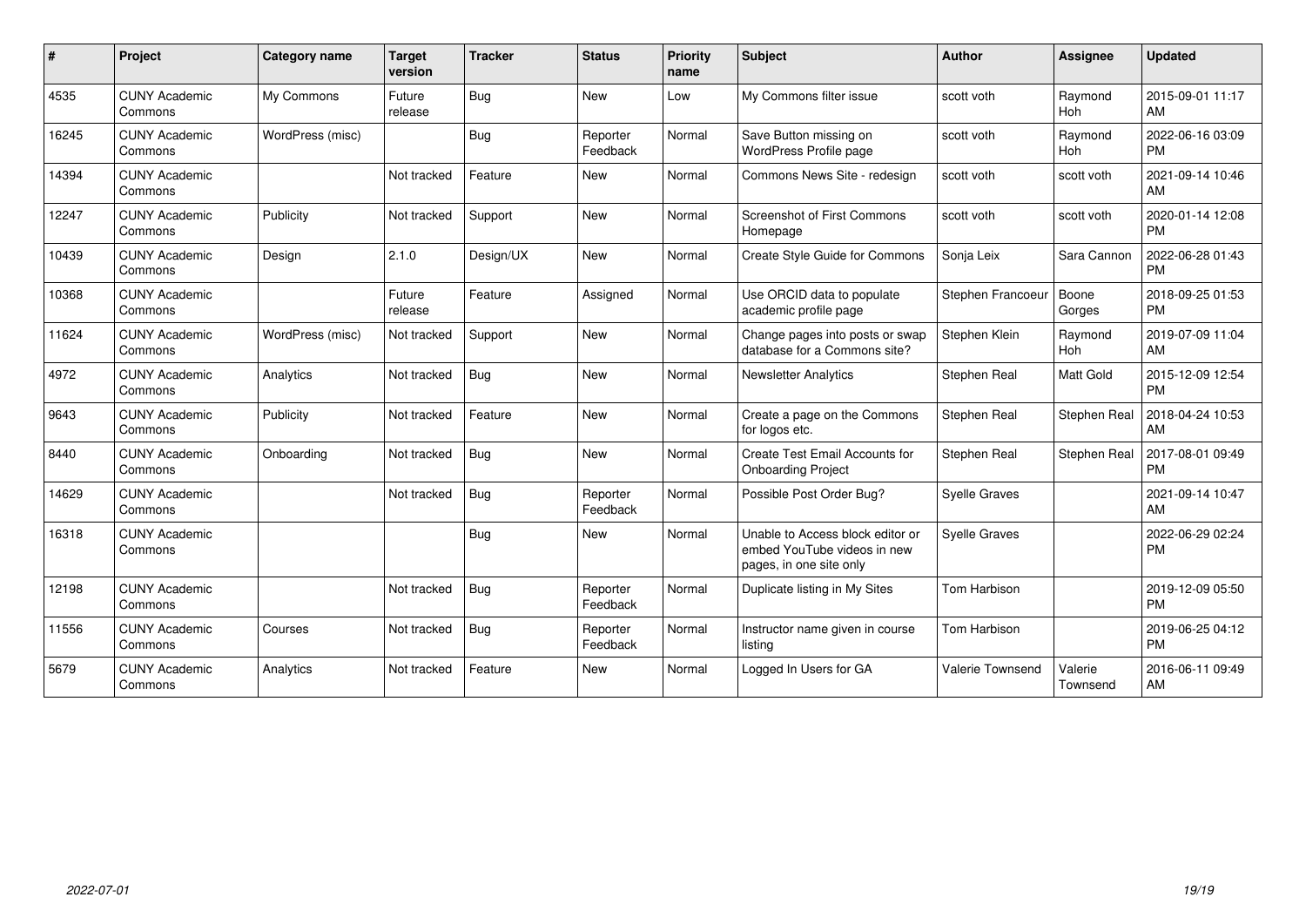| # | Project | Category name | Target version | Tracker | Status | Priority name | Subject | Author | Assignee | Updated |
|---|---|---|---|---|---|---|---|---|---|---|
| 4535 | CUNY Academic Commons | My Commons | Future release | Bug | New | Low | My Commons filter issue | scott voth | Raymond Hoh | 2015-09-01 11:17 AM |
| 16245 | CUNY Academic Commons | WordPress (misc) | | Bug | Reporter Feedback | Normal | Save Button missing on WordPress Profile page | scott voth | Raymond Hoh | 2022-06-16 03:09 PM |
| 14394 | CUNY Academic Commons | | Not tracked | Feature | New | Normal | Commons News Site - redesign | scott voth | scott voth | 2021-09-14 10:46 AM |
| 12247 | CUNY Academic Commons | Publicity | Not tracked | Support | New | Normal | Screenshot of First Commons Homepage | scott voth | scott voth | 2020-01-14 12:08 PM |
| 10439 | CUNY Academic Commons | Design | 2.1.0 | Design/UX | New | Normal | Create Style Guide for Commons | Sonja Leix | Sara Cannon | 2022-06-28 01:43 PM |
| 10368 | CUNY Academic Commons | | Future release | Feature | Assigned | Normal | Use ORCID data to populate academic profile page | Stephen Francoeur | Boone Gorges | 2018-09-25 01:53 PM |
| 11624 | CUNY Academic Commons | WordPress (misc) | Not tracked | Support | New | Normal | Change pages into posts or swap database for a Commons site? | Stephen Klein | Raymond Hoh | 2019-07-09 11:04 AM |
| 4972 | CUNY Academic Commons | Analytics | Not tracked | Bug | New | Normal | Newsletter Analytics | Stephen Real | Matt Gold | 2015-12-09 12:54 PM |
| 9643 | CUNY Academic Commons | Publicity | Not tracked | Feature | New | Normal | Create a page on the Commons for logos etc. | Stephen Real | Stephen Real | 2018-04-24 10:53 AM |
| 8440 | CUNY Academic Commons | Onboarding | Not tracked | Bug | New | Normal | Create Test Email Accounts for Onboarding Project | Stephen Real | Stephen Real | 2017-08-01 09:49 PM |
| 14629 | CUNY Academic Commons | | Not tracked | Bug | Reporter Feedback | Normal | Possible Post Order Bug? | Syelle Graves | | 2021-09-14 10:47 AM |
| 16318 | CUNY Academic Commons | | | Bug | New | Normal | Unable to Access block editor or embed YouTube videos in new pages, in one site only | Syelle Graves | | 2022-06-29 02:24 PM |
| 12198 | CUNY Academic Commons | | Not tracked | Bug | Reporter Feedback | Normal | Duplicate listing in My Sites | Tom Harbison | | 2019-12-09 05:50 PM |
| 11556 | CUNY Academic Commons | Courses | Not tracked | Bug | Reporter Feedback | Normal | Instructor name given in course listing | Tom Harbison | | 2019-06-25 04:12 PM |
| 5679 | CUNY Academic Commons | Analytics | Not tracked | Feature | New | Normal | Logged In Users for GA | Valerie Townsend | Valerie Townsend | 2016-06-11 09:49 AM |